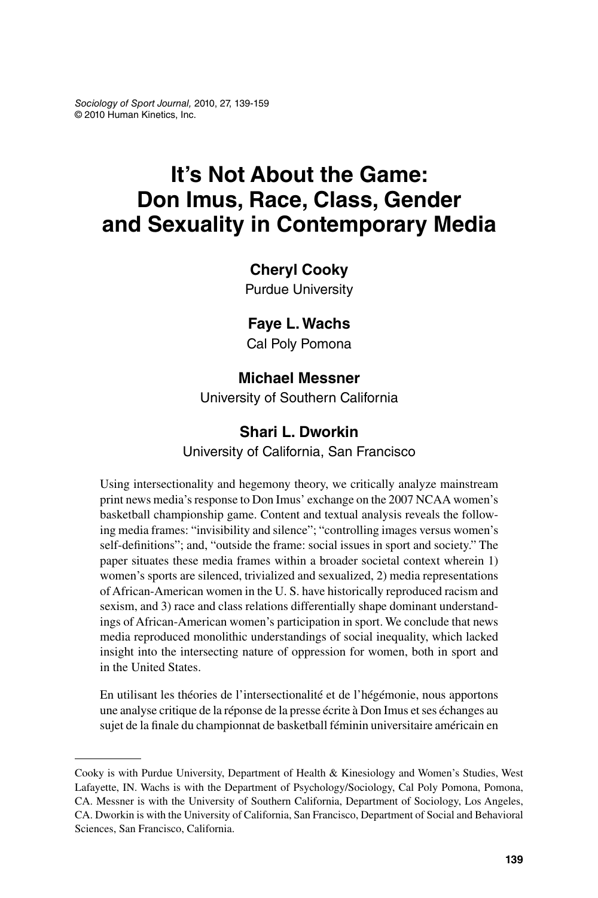*Sociology of Sport Journal,* 2010, 27, 139-159
© 2010 Human Kinetics, Inc.

# It's Not About the Game: Don Imus, Race, Class, Gender and Sexuality in Contemporary Media

**Cheryl Cooky**
Purdue University

**Faye L. Wachs**
Cal Poly Pomona

**Michael Messner**
University of Southern California

**Shari L. Dworkin**
University of California, San Francisco

Using intersectionality and hegemony theory, we critically analyze mainstream print news media's response to Don Imus' exchange on the 2007 NCAA women's basketball championship game. Content and textual analysis reveals the following media frames: "invisibility and silence"; "controlling images versus women's self-definitions"; and, "outside the frame: social issues in sport and society." The paper situates these media frames within a broader societal context wherein 1) women's sports are silenced, trivialized and sexualized, 2) media representations of African-American women in the U. S. have historically reproduced racism and sexism, and 3) race and class relations differentially shape dominant understandings of African-American women's participation in sport. We conclude that news media reproduced monolithic understandings of social inequality, which lacked insight into the intersecting nature of oppression for women, both in sport and in the United States.

En utilisant les théories de l'intersectionalité et de l'hégémonie, nous apportons une analyse critique de la réponse de la presse écrite à Don Imus et ses échanges au sujet de la finale du championnat de basketball féminin universitaire américain en

---

Cooky is with Purdue University, Department of Health & Kinesiology and Women's Studies, West Lafayette, IN. Wachs is with the Department of Psychology/Sociology, Cal Poly Pomona, Pomona, CA. Messner is with the University of Southern California, Department of Sociology, Los Angeles, CA. Dworkin is with the University of California, San Francisco, Department of Social and Behavioral Sciences, San Francisco, California.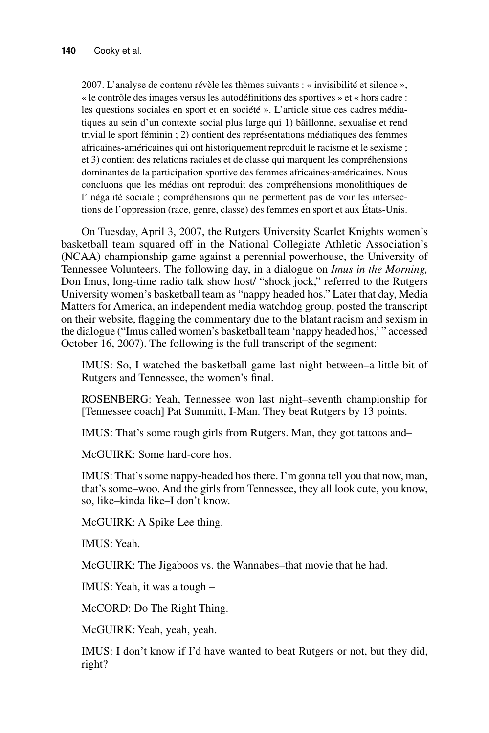2007. L'analyse de contenu révèle les thèmes suivants : « invisibilité et silence », « le contrôle des images versus les autodéfinitions des sportives » et « hors cadre : les questions sociales en sport et en société ». L'article situe ces cadres médiatiques au sein d'un contexte social plus large qui 1) bâillonne, sexualise et rend trivial le sport féminin ; 2) contient des représentations médiatiques des femmes africaines-américaines qui ont historiquement reproduit le racisme et le sexisme ; et 3) contient des relations raciales et de classe qui marquent les compréhensions dominantes de la participation sportive des femmes africaines-américaines. Nous concluons que les médias ont reproduit des compréhensions monolithiques de l'inégalité sociale ; compréhensions qui ne permettent pas de voir les intersections de l'oppression (race, genre, classe) des femmes en sport et aux États-Unis.

On Tuesday, April 3, 2007, the Rutgers University Scarlet Knights women's basketball team squared off in the National Collegiate Athletic Association's (NCAA) championship game against a perennial powerhouse, the University of Tennessee Volunteers. The following day, in a dialogue on *Imus in the Morning,* Don Imus, long-time radio talk show host/ "shock jock," referred to the Rutgers University women's basketball team as "nappy headed hos." Later that day, Media Matters for America, an independent media watchdog group, posted the transcript on their website, flagging the commentary due to the blatant racism and sexism in the dialogue ("Imus called women's basketball team 'nappy headed hos,' " accessed October 16, 2007). The following is the full transcript of the segment:

> IMUS: So, I watched the basketball game last night between–a little bit of Rutgers and Tennessee, the women's final.
>
> ROSENBERG: Yeah, Tennessee won last night–seventh championship for [Tennessee coach] Pat Summitt, I-Man. They beat Rutgers by 13 points.
>
> IMUS: That's some rough girls from Rutgers. Man, they got tattoos and–
>
> McGUIRK: Some hard-core hos.
>
> IMUS: That's some nappy-headed hos there. I'm gonna tell you that now, man, that's some–woo. And the girls from Tennessee, they all look cute, you know, so, like–kinda like–I don't know.
>
> McGUIRK: A Spike Lee thing.
>
> IMUS: Yeah.
>
> McGUIRK: The Jigaboos vs. the Wannabes–that movie that he had.
>
> IMUS: Yeah, it was a tough –
>
> McCORD: Do The Right Thing.
>
> McGUIRK: Yeah, yeah, yeah.
>
> IMUS: I don't know if I'd have wanted to beat Rutgers or not, but they did, right?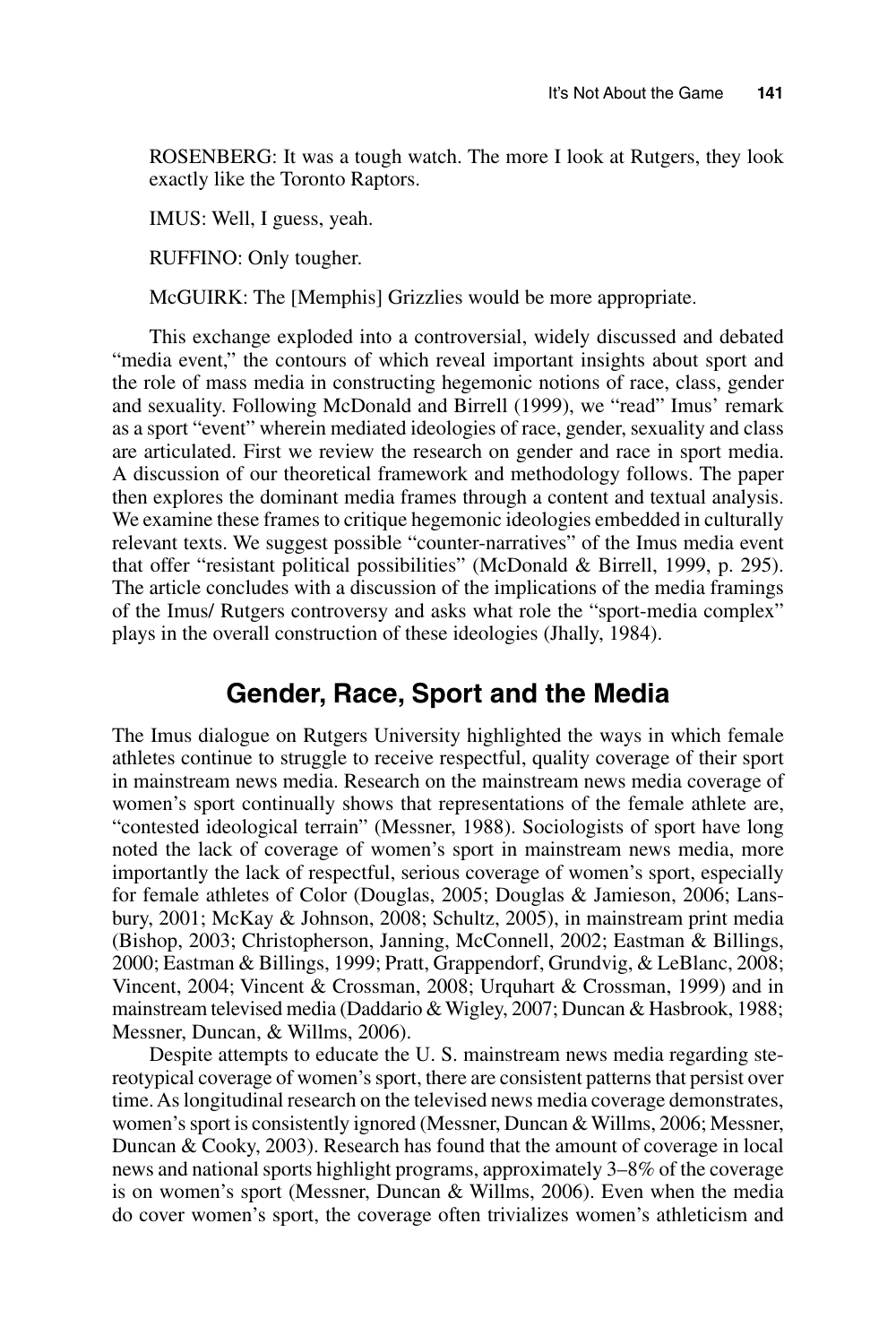ROSENBERG: It was a tough watch. The more I look at Rutgers, they look exactly like the Toronto Raptors.

IMUS: Well, I guess, yeah.

RUFFINO: Only tougher.

McGUIRK: The [Memphis] Grizzlies would be more appropriate.

This exchange exploded into a controversial, widely discussed and debated "media event," the contours of which reveal important insights about sport and the role of mass media in constructing hegemonic notions of race, class, gender and sexuality. Following McDonald and Birrell (1999), we "read" Imus' remark as a sport "event" wherein mediated ideologies of race, gender, sexuality and class are articulated. First we review the research on gender and race in sport media. A discussion of our theoretical framework and methodology follows. The paper then explores the dominant media frames through a content and textual analysis. We examine these frames to critique hegemonic ideologies embedded in culturally relevant texts. We suggest possible "counter-narratives" of the Imus media event that offer "resistant political possibilities" (McDonald & Birrell, 1999, p. 295). The article concludes with a discussion of the implications of the media framings of the Imus/ Rutgers controversy and asks what role the "sport-media complex" plays in the overall construction of these ideologies (Jhally, 1984).

## Gender, Race, Sport and the Media

The Imus dialogue on Rutgers University highlighted the ways in which female athletes continue to struggle to receive respectful, quality coverage of their sport in mainstream news media. Research on the mainstream news media coverage of women's sport continually shows that representations of the female athlete are, "contested ideological terrain" (Messner, 1988). Sociologists of sport have long noted the lack of coverage of women's sport in mainstream news media, more importantly the lack of respectful, serious coverage of women's sport, especially for female athletes of Color (Douglas, 2005; Douglas & Jamieson, 2006; Lansbury, 2001; McKay & Johnson, 2008; Schultz, 2005), in mainstream print media (Bishop, 2003; Christopherson, Janning, McConnell, 2002; Eastman & Billings, 2000; Eastman & Billings, 1999; Pratt, Grappendorf, Grundvig, & LeBlanc, 2008; Vincent, 2004; Vincent & Crossman, 2008; Urquhart & Crossman, 1999) and in mainstream televised media (Daddario & Wigley, 2007; Duncan & Hasbrook, 1988; Messner, Duncan, & Willms, 2006).

Despite attempts to educate the U. S. mainstream news media regarding stereotypical coverage of women's sport, there are consistent patterns that persist over time. As longitudinal research on the televised news media coverage demonstrates, women's sport is consistently ignored (Messner, Duncan & Willms, 2006; Messner, Duncan & Cooky, 2003). Research has found that the amount of coverage in local news and national sports highlight programs, approximately 3–8% of the coverage is on women's sport (Messner, Duncan & Willms, 2006). Even when the media do cover women's sport, the coverage often trivializes women's athleticism and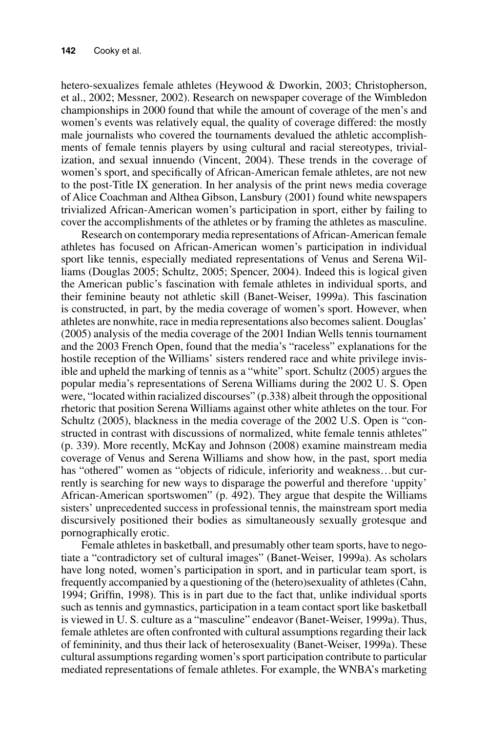hetero-sexualizes female athletes (Heywood & Dworkin, 2003; Christopherson, et al., 2002; Messner, 2002). Research on newspaper coverage of the Wimbledon championships in 2000 found that while the amount of coverage of the men's and women's events was relatively equal, the quality of coverage differed: the mostly male journalists who covered the tournaments devalued the athletic accomplishments of female tennis players by using cultural and racial stereotypes, trivialization, and sexual innuendo (Vincent, 2004). These trends in the coverage of women's sport, and specifically of African-American female athletes, are not new to the post-Title IX generation. In her analysis of the print news media coverage of Alice Coachman and Althea Gibson, Lansbury (2001) found white newspapers trivialized African-American women's participation in sport, either by failing to cover the accomplishments of the athletes or by framing the athletes as masculine.

Research on contemporary media representations of African-American female athletes has focused on African-American women's participation in individual sport like tennis, especially mediated representations of Venus and Serena Williams (Douglas 2005; Schultz, 2005; Spencer, 2004). Indeed this is logical given the American public's fascination with female athletes in individual sports, and their feminine beauty not athletic skill (Banet-Weiser, 1999a). This fascination is constructed, in part, by the media coverage of women's sport. However, when athletes are nonwhite, race in media representations also becomes salient. Douglas' (2005) analysis of the media coverage of the 2001 Indian Wells tennis tournament and the 2003 French Open, found that the media's "raceless" explanations for the hostile reception of the Williams' sisters rendered race and white privilege invisible and upheld the marking of tennis as a "white" sport. Schultz (2005) argues the popular media's representations of Serena Williams during the 2002 U. S. Open were, "located within racialized discourses" (p.338) albeit through the oppositional rhetoric that position Serena Williams against other white athletes on the tour. For Schultz (2005), blackness in the media coverage of the 2002 U.S. Open is "constructed in contrast with discussions of normalized, white female tennis athletes" (p. 339). More recently, McKay and Johnson (2008) examine mainstream media coverage of Venus and Serena Williams and show how, in the past, sport media has "othered" women as "objects of ridicule, inferiority and weakness…but currently is searching for new ways to disparage the powerful and therefore 'uppity' African-American sportswomen" (p. 492). They argue that despite the Williams sisters' unprecedented success in professional tennis, the mainstream sport media discursively positioned their bodies as simultaneously sexually grotesque and pornographically erotic.

Female athletes in basketball, and presumably other team sports, have to negotiate a "contradictory set of cultural images" (Banet-Weiser, 1999a). As scholars have long noted, women's participation in sport, and in particular team sport, is frequently accompanied by a questioning of the (hetero)sexuality of athletes (Cahn, 1994; Griffin, 1998). This is in part due to the fact that, unlike individual sports such as tennis and gymnastics, participation in a team contact sport like basketball is viewed in U. S. culture as a "masculine" endeavor (Banet-Weiser, 1999a). Thus, female athletes are often confronted with cultural assumptions regarding their lack of femininity, and thus their lack of heterosexuality (Banet-Weiser, 1999a). These cultural assumptions regarding women's sport participation contribute to particular mediated representations of female athletes. For example, the WNBA's marketing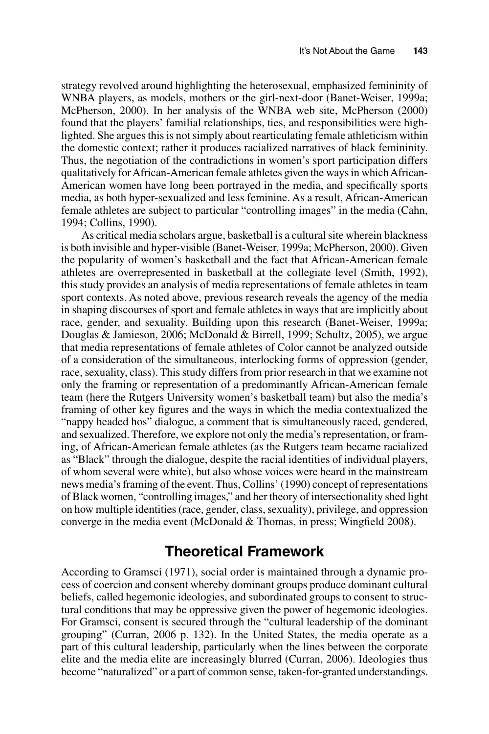strategy revolved around highlighting the heterosexual, emphasized femininity of WNBA players, as models, mothers or the girl-next-door (Banet-Weiser, 1999a; McPherson, 2000). In her analysis of the WNBA web site, McPherson (2000) found that the players' familial relationships, ties, and responsibilities were highlighted. She argues this is not simply about rearticulating female athleticism within the domestic context; rather it produces racialized narratives of black femininity. Thus, the negotiation of the contradictions in women's sport participation differs qualitatively for African-American female athletes given the ways in which African-American women have long been portrayed in the media, and specifically sports media, as both hyper-sexualized and less feminine. As a result, African-American female athletes are subject to particular "controlling images" in the media (Cahn, 1994; Collins, 1990).

As critical media scholars argue, basketball is a cultural site wherein blackness is both invisible and hyper-visible (Banet-Weiser, 1999a; McPherson, 2000). Given the popularity of women's basketball and the fact that African-American female athletes are overrepresented in basketball at the collegiate level (Smith, 1992), this study provides an analysis of media representations of female athletes in team sport contexts. As noted above, previous research reveals the agency of the media in shaping discourses of sport and female athletes in ways that are implicitly about race, gender, and sexuality. Building upon this research (Banet-Weiser, 1999a; Douglas & Jamieson, 2006; McDonald & Birrell, 1999; Schultz, 2005), we argue that media representations of female athletes of Color cannot be analyzed outside of a consideration of the simultaneous, interlocking forms of oppression (gender, race, sexuality, class). This study differs from prior research in that we examine not only the framing or representation of a predominantly African-American female team (here the Rutgers University women's basketball team) but also the media's framing of other key figures and the ways in which the media contextualized the "nappy headed hos" dialogue, a comment that is simultaneously raced, gendered, and sexualized. Therefore, we explore not only the media's representation, or framing, of African-American female athletes (as the Rutgers team became racialized as "Black" through the dialogue, despite the racial identities of individual players, of whom several were white), but also whose voices were heard in the mainstream news media's framing of the event. Thus, Collins' (1990) concept of representations of Black women, "controlling images," and her theory of intersectionality shed light on how multiple identities (race, gender, class, sexuality), privilege, and oppression converge in the media event (McDonald & Thomas, in press; Wingfield 2008).

## Theoretical Framework

According to Gramsci (1971), social order is maintained through a dynamic process of coercion and consent whereby dominant groups produce dominant cultural beliefs, called hegemonic ideologies, and subordinated groups to consent to structural conditions that may be oppressive given the power of hegemonic ideologies. For Gramsci, consent is secured through the "cultural leadership of the dominant grouping" (Curran, 2006 p. 132). In the United States, the media operate as a part of this cultural leadership, particularly when the lines between the corporate elite and the media elite are increasingly blurred (Curran, 2006). Ideologies thus become "naturalized" or a part of common sense, taken-for-granted understandings.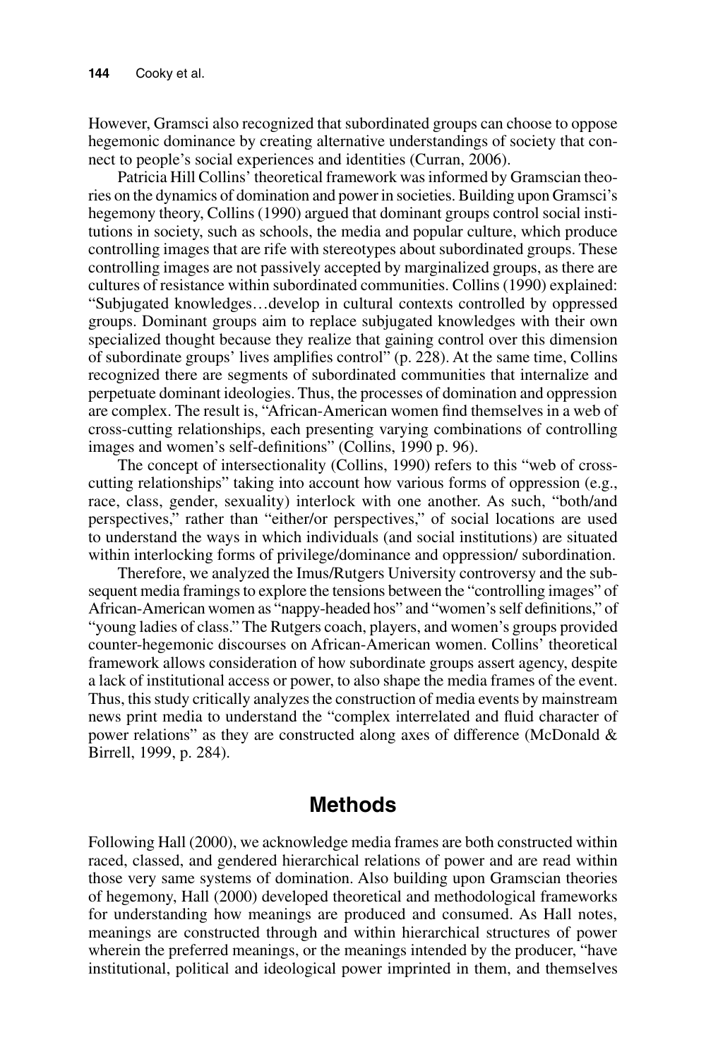However, Gramsci also recognized that subordinated groups can choose to oppose hegemonic dominance by creating alternative understandings of society that connect to people's social experiences and identities (Curran, 2006).

Patricia Hill Collins' theoretical framework was informed by Gramscian theories on the dynamics of domination and power in societies. Building upon Gramsci's hegemony theory, Collins (1990) argued that dominant groups control social institutions in society, such as schools, the media and popular culture, which produce controlling images that are rife with stereotypes about subordinated groups. These controlling images are not passively accepted by marginalized groups, as there are cultures of resistance within subordinated communities. Collins (1990) explained: "Subjugated knowledges…develop in cultural contexts controlled by oppressed groups. Dominant groups aim to replace subjugated knowledges with their own specialized thought because they realize that gaining control over this dimension of subordinate groups' lives amplifies control" (p. 228). At the same time, Collins recognized there are segments of subordinated communities that internalize and perpetuate dominant ideologies. Thus, the processes of domination and oppression are complex. The result is, "African-American women find themselves in a web of cross-cutting relationships, each presenting varying combinations of controlling images and women's self-definitions" (Collins, 1990 p. 96).

The concept of intersectionality (Collins, 1990) refers to this "web of cross-cutting relationships" taking into account how various forms of oppression (e.g., race, class, gender, sexuality) interlock with one another. As such, "both/and perspectives," rather than "either/or perspectives," of social locations are used to understand the ways in which individuals (and social institutions) are situated within interlocking forms of privilege/dominance and oppression/ subordination.

Therefore, we analyzed the Imus/Rutgers University controversy and the subsequent media framings to explore the tensions between the "controlling images" of African-American women as "nappy-headed hos" and "women's self definitions," of "young ladies of class." The Rutgers coach, players, and women's groups provided counter-hegemonic discourses on African-American women. Collins' theoretical framework allows consideration of how subordinate groups assert agency, despite a lack of institutional access or power, to also shape the media frames of the event. Thus, this study critically analyzes the construction of media events by mainstream news print media to understand the "complex interrelated and fluid character of power relations" as they are constructed along axes of difference (McDonald & Birrell, 1999, p. 284).

## Methods

Following Hall (2000), we acknowledge media frames are both constructed within raced, classed, and gendered hierarchical relations of power and are read within those very same systems of domination. Also building upon Gramscian theories of hegemony, Hall (2000) developed theoretical and methodological frameworks for understanding how meanings are produced and consumed. As Hall notes, meanings are constructed through and within hierarchical structures of power wherein the preferred meanings, or the meanings intended by the producer, "have institutional, political and ideological power imprinted in them, and themselves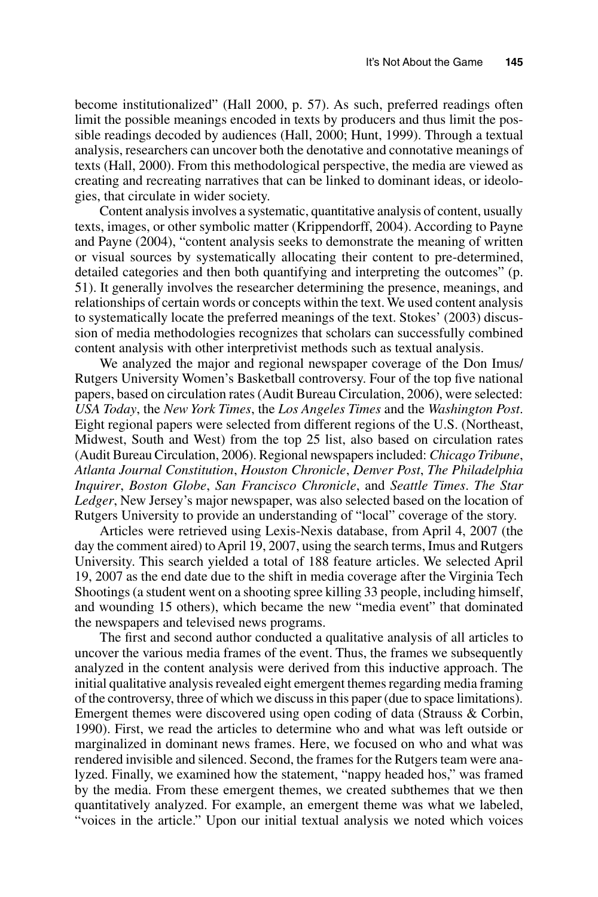become institutionalized" (Hall 2000, p. 57). As such, preferred readings often limit the possible meanings encoded in texts by producers and thus limit the possible readings decoded by audiences (Hall, 2000; Hunt, 1999). Through a textual analysis, researchers can uncover both the denotative and connotative meanings of texts (Hall, 2000). From this methodological perspective, the media are viewed as creating and recreating narratives that can be linked to dominant ideas, or ideologies, that circulate in wider society.

Content analysis involves a systematic, quantitative analysis of content, usually texts, images, or other symbolic matter (Krippendorff, 2004). According to Payne and Payne (2004), "content analysis seeks to demonstrate the meaning of written or visual sources by systematically allocating their content to pre-determined, detailed categories and then both quantifying and interpreting the outcomes" (p. 51). It generally involves the researcher determining the presence, meanings, and relationships of certain words or concepts within the text. We used content analysis to systematically locate the preferred meanings of the text. Stokes' (2003) discussion of media methodologies recognizes that scholars can successfully combined content analysis with other interpretivist methods such as textual analysis.

We analyzed the major and regional newspaper coverage of the Don Imus/Rutgers University Women's Basketball controversy. Four of the top five national papers, based on circulation rates (Audit Bureau Circulation, 2006), were selected: *USA Today*, the *New York Times*, the *Los Angeles Times* and the *Washington Post*. Eight regional papers were selected from different regions of the U.S. (Northeast, Midwest, South and West) from the top 25 list, also based on circulation rates (Audit Bureau Circulation, 2006). Regional newspapers included: *Chicago Tribune*, *Atlanta Journal Constitution*, *Houston Chronicle*, *Denver Post*, *The Philadelphia Inquirer*, *Boston Globe*, *San Francisco Chronicle*, and *Seattle Times*. *The Star Ledger*, New Jersey's major newspaper, was also selected based on the location of Rutgers University to provide an understanding of "local" coverage of the story.

Articles were retrieved using Lexis-Nexis database, from April 4, 2007 (the day the comment aired) to April 19, 2007, using the search terms, Imus and Rutgers University. This search yielded a total of 188 feature articles. We selected April 19, 2007 as the end date due to the shift in media coverage after the Virginia Tech Shootings (a student went on a shooting spree killing 33 people, including himself, and wounding 15 others), which became the new "media event" that dominated the newspapers and televised news programs.

The first and second author conducted a qualitative analysis of all articles to uncover the various media frames of the event. Thus, the frames we subsequently analyzed in the content analysis were derived from this inductive approach. The initial qualitative analysis revealed eight emergent themes regarding media framing of the controversy, three of which we discuss in this paper (due to space limitations). Emergent themes were discovered using open coding of data (Strauss & Corbin, 1990). First, we read the articles to determine who and what was left outside or marginalized in dominant news frames. Here, we focused on who and what was rendered invisible and silenced. Second, the frames for the Rutgers team were analyzed. Finally, we examined how the statement, "nappy headed hos," was framed by the media. From these emergent themes, we created subthemes that we then quantitatively analyzed. For example, an emergent theme was what we labeled, "voices in the article." Upon our initial textual analysis we noted which voices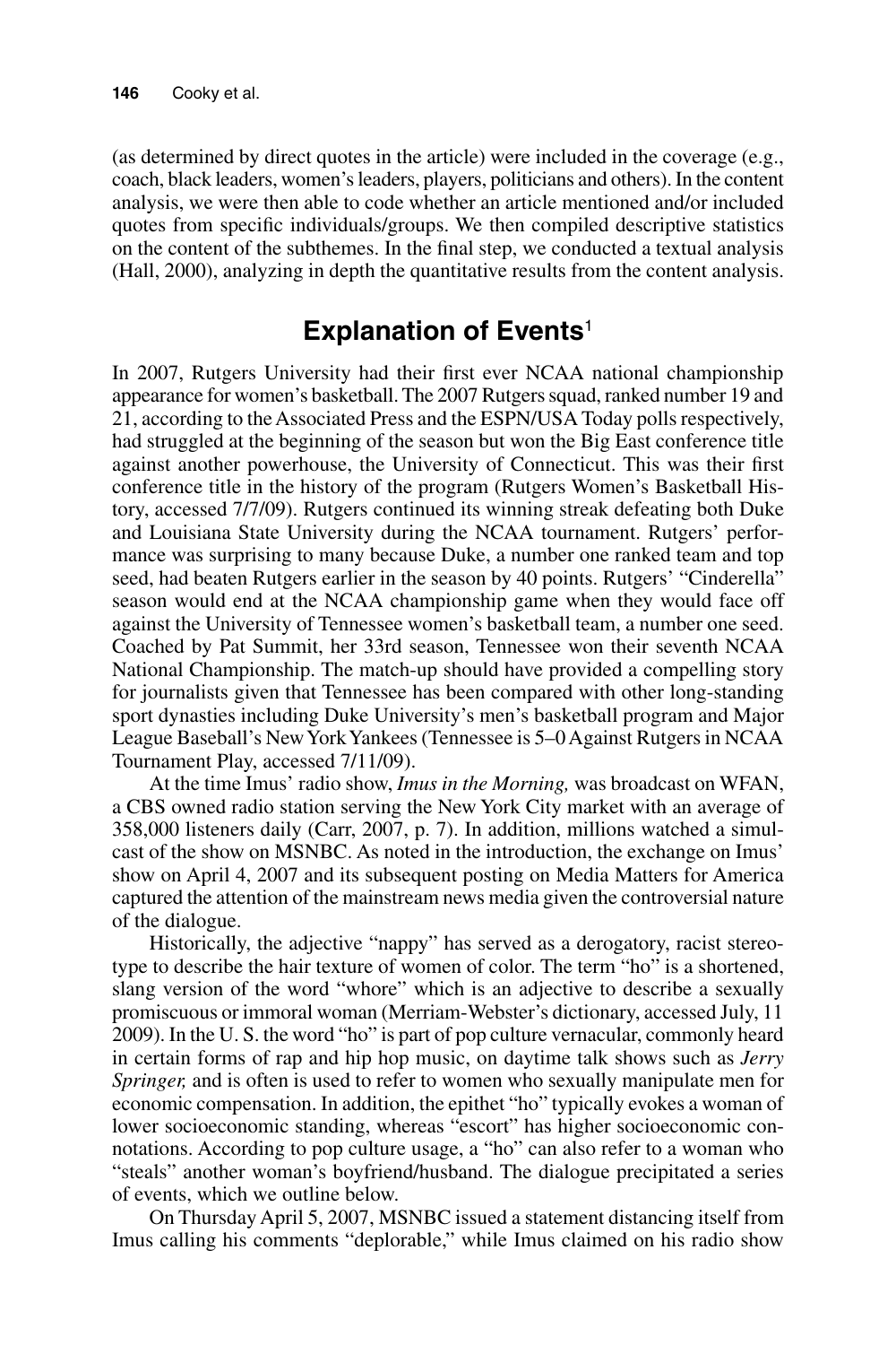(as determined by direct quotes in the article) were included in the coverage (e.g., coach, black leaders, women's leaders, players, politicians and others). In the content analysis, we were then able to code whether an article mentioned and/or included quotes from specific individuals/groups. We then compiled descriptive statistics on the content of the subthemes. In the final step, we conducted a textual analysis (Hall, 2000), analyzing in depth the quantitative results from the content analysis.

## Explanation of Events[1]

In 2007, Rutgers University had their first ever NCAA national championship appearance for women's basketball. The 2007 Rutgers squad, ranked number 19 and 21, according to the Associated Press and the ESPN/USA Today polls respectively, had struggled at the beginning of the season but won the Big East conference title against another powerhouse, the University of Connecticut. This was their first conference title in the history of the program (Rutgers Women's Basketball History, accessed 7/7/09). Rutgers continued its winning streak defeating both Duke and Louisiana State University during the NCAA tournament. Rutgers' performance was surprising to many because Duke, a number one ranked team and top seed, had beaten Rutgers earlier in the season by 40 points. Rutgers' "Cinderella" season would end at the NCAA championship game when they would face off against the University of Tennessee women's basketball team, a number one seed. Coached by Pat Summit, her 33rd season, Tennessee won their seventh NCAA National Championship. The match-up should have provided a compelling story for journalists given that Tennessee has been compared with other long-standing sport dynasties including Duke University's men's basketball program and Major League Baseball's New York Yankees (Tennessee is 5–0 Against Rutgers in NCAA Tournament Play, accessed 7/11/09).

At the time Imus' radio show, *Imus in the Morning,* was broadcast on WFAN, a CBS owned radio station serving the New York City market with an average of 358,000 listeners daily (Carr, 2007, p. 7). In addition, millions watched a simulcast of the show on MSNBC. As noted in the introduction, the exchange on Imus' show on April 4, 2007 and its subsequent posting on Media Matters for America captured the attention of the mainstream news media given the controversial nature of the dialogue.

Historically, the adjective "nappy" has served as a derogatory, racist stereotype to describe the hair texture of women of color. The term "ho" is a shortened, slang version of the word "whore" which is an adjective to describe a sexually promiscuous or immoral woman (Merriam-Webster's dictionary, accessed July, 11 2009). In the U. S. the word "ho" is part of pop culture vernacular, commonly heard in certain forms of rap and hip hop music, on daytime talk shows such as *Jerry Springer,* and is often is used to refer to women who sexually manipulate men for economic compensation. In addition, the epithet "ho" typically evokes a woman of lower socioeconomic standing, whereas "escort" has higher socioeconomic connotations. According to pop culture usage, a "ho" can also refer to a woman who "steals" another woman's boyfriend/husband. The dialogue precipitated a series of events, which we outline below.

On Thursday April 5, 2007, MSNBC issued a statement distancing itself from Imus calling his comments "deplorable," while Imus claimed on his radio show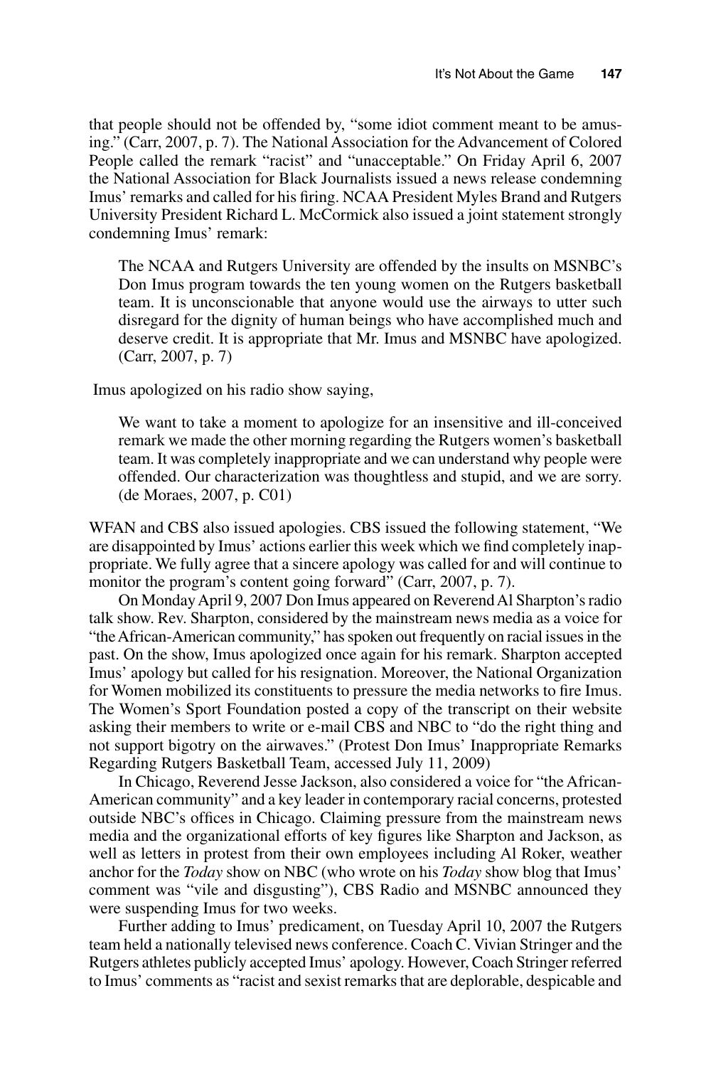that people should not be offended by, "some idiot comment meant to be amusing." (Carr, 2007, p. 7). The National Association for the Advancement of Colored People called the remark "racist" and "unacceptable." On Friday April 6, 2007 the National Association for Black Journalists issued a news release condemning Imus' remarks and called for his firing. NCAA President Myles Brand and Rutgers University President Richard L. McCormick also issued a joint statement strongly condemning Imus' remark:

> The NCAA and Rutgers University are offended by the insults on MSNBC's Don Imus program towards the ten young women on the Rutgers basketball team. It is unconscionable that anyone would use the airways to utter such disregard for the dignity of human beings who have accomplished much and deserve credit. It is appropriate that Mr. Imus and MSNBC have apologized. (Carr, 2007, p. 7)

Imus apologized on his radio show saying,

> We want to take a moment to apologize for an insensitive and ill-conceived remark we made the other morning regarding the Rutgers women's basketball team. It was completely inappropriate and we can understand why people were offended. Our characterization was thoughtless and stupid, and we are sorry. (de Moraes, 2007, p. C01)

WFAN and CBS also issued apologies. CBS issued the following statement, "We are disappointed by Imus' actions earlier this week which we find completely inappropriate. We fully agree that a sincere apology was called for and will continue to monitor the program's content going forward" (Carr, 2007, p. 7).

On Monday April 9, 2007 Don Imus appeared on Reverend Al Sharpton's radio talk show. Rev. Sharpton, considered by the mainstream news media as a voice for "the African-American community," has spoken out frequently on racial issues in the past. On the show, Imus apologized once again for his remark. Sharpton accepted Imus' apology but called for his resignation. Moreover, the National Organization for Women mobilized its constituents to pressure the media networks to fire Imus. The Women's Sport Foundation posted a copy of the transcript on their website asking their members to write or e-mail CBS and NBC to "do the right thing and not support bigotry on the airwaves." (Protest Don Imus' Inappropriate Remarks Regarding Rutgers Basketball Team, accessed July 11, 2009)

In Chicago, Reverend Jesse Jackson, also considered a voice for "the African-American community" and a key leader in contemporary racial concerns, protested outside NBC's offices in Chicago. Claiming pressure from the mainstream news media and the organizational efforts of key figures like Sharpton and Jackson, as well as letters in protest from their own employees including Al Roker, weather anchor for the *Today* show on NBC (who wrote on his *Today* show blog that Imus' comment was "vile and disgusting"), CBS Radio and MSNBC announced they were suspending Imus for two weeks.

Further adding to Imus' predicament, on Tuesday April 10, 2007 the Rutgers team held a nationally televised news conference. Coach C. Vivian Stringer and the Rutgers athletes publicly accepted Imus' apology. However, Coach Stringer referred to Imus' comments as "racist and sexist remarks that are deplorable, despicable and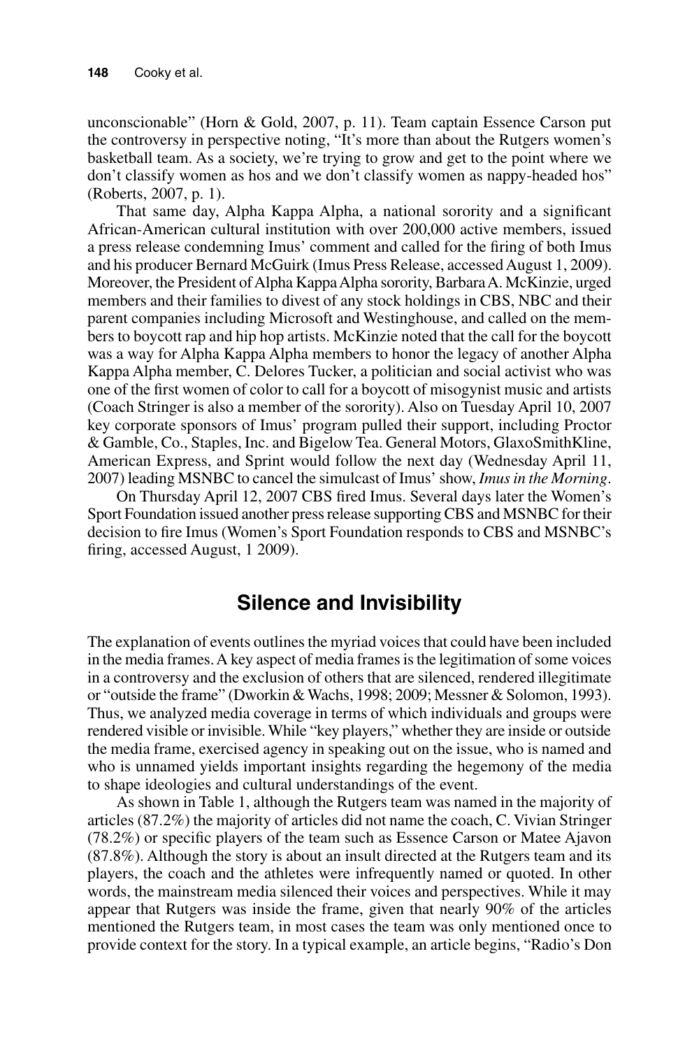unconscionable" (Horn & Gold, 2007, p. 11). Team captain Essence Carson put the controversy in perspective noting, "It's more than about the Rutgers women's basketball team. As a society, we're trying to grow and get to the point where we don't classify women as hos and we don't classify women as nappy-headed hos" (Roberts, 2007, p. 1).

That same day, Alpha Kappa Alpha, a national sorority and a significant African-American cultural institution with over 200,000 active members, issued a press release condemning Imus' comment and called for the firing of both Imus and his producer Bernard McGuirk (Imus Press Release, accessed August 1, 2009). Moreover, the President of Alpha Kappa Alpha sorority, Barbara A. McKinzie, urged members and their families to divest of any stock holdings in CBS, NBC and their parent companies including Microsoft and Westinghouse, and called on the members to boycott rap and hip hop artists. McKinzie noted that the call for the boycott was a way for Alpha Kappa Alpha members to honor the legacy of another Alpha Kappa Alpha member, C. Delores Tucker, a politician and social activist who was one of the first women of color to call for a boycott of misogynist music and artists (Coach Stringer is also a member of the sorority). Also on Tuesday April 10, 2007 key corporate sponsors of Imus' program pulled their support, including Proctor & Gamble, Co., Staples, Inc. and Bigelow Tea. General Motors, GlaxoSmithKline, American Express, and Sprint would follow the next day (Wednesday April 11, 2007) leading MSNBC to cancel the simulcast of Imus' show, *Imus in the Morning*.

On Thursday April 12, 2007 CBS fired Imus. Several days later the Women's Sport Foundation issued another press release supporting CBS and MSNBC for their decision to fire Imus (Women's Sport Foundation responds to CBS and MSNBC's firing, accessed August, 1 2009).

## Silence and Invisibility

The explanation of events outlines the myriad voices that could have been included in the media frames. A key aspect of media frames is the legitimation of some voices in a controversy and the exclusion of others that are silenced, rendered illegitimate or "outside the frame" (Dworkin & Wachs, 1998; 2009; Messner & Solomon, 1993). Thus, we analyzed media coverage in terms of which individuals and groups were rendered visible or invisible. While "key players," whether they are inside or outside the media frame, exercised agency in speaking out on the issue, who is named and who is unnamed yields important insights regarding the hegemony of the media to shape ideologies and cultural understandings of the event.

As shown in Table 1, although the Rutgers team was named in the majority of articles (87.2%) the majority of articles did not name the coach, C. Vivian Stringer (78.2%) or specific players of the team such as Essence Carson or Matee Ajavon (87.8%). Although the story is about an insult directed at the Rutgers team and its players, the coach and the athletes were infrequently named or quoted. In other words, the mainstream media silenced their voices and perspectives. While it may appear that Rutgers was inside the frame, given that nearly 90% of the articles mentioned the Rutgers team, in most cases the team was only mentioned once to provide context for the story. In a typical example, an article begins, "Radio's Don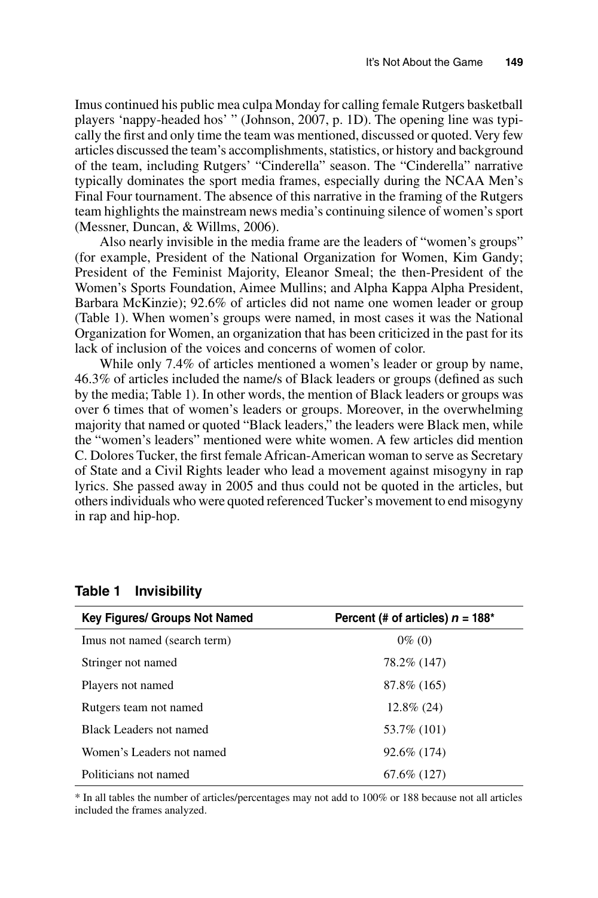Imus continued his public mea culpa Monday for calling female Rutgers basketball players 'nappy-headed hos' " (Johnson, 2007, p. 1D). The opening line was typically the first and only time the team was mentioned, discussed or quoted. Very few articles discussed the team's accomplishments, statistics, or history and background of the team, including Rutgers' "Cinderella" season. The "Cinderella" narrative typically dominates the sport media frames, especially during the NCAA Men's Final Four tournament. The absence of this narrative in the framing of the Rutgers team highlights the mainstream news media's continuing silence of women's sport (Messner, Duncan, & Willms, 2006).

Also nearly invisible in the media frame are the leaders of "women's groups" (for example, President of the National Organization for Women, Kim Gandy; President of the Feminist Majority, Eleanor Smeal; the then-President of the Women's Sports Foundation, Aimee Mullins; and Alpha Kappa Alpha President, Barbara McKinzie); 92.6% of articles did not name one women leader or group (Table 1). When women's groups were named, in most cases it was the National Organization for Women, an organization that has been criticized in the past for its lack of inclusion of the voices and concerns of women of color.

While only 7.4% of articles mentioned a women's leader or group by name, 46.3% of articles included the name/s of Black leaders or groups (defined as such by the media; Table 1). In other words, the mention of Black leaders or groups was over 6 times that of women's leaders or groups. Moreover, in the overwhelming majority that named or quoted "Black leaders," the leaders were Black men, while the "women's leaders" mentioned were white women. A few articles did mention C. Dolores Tucker, the first female African-American woman to serve as Secretary of State and a Civil Rights leader who lead a movement against misogyny in rap lyrics. She passed away in 2005 and thus could not be quoted in the articles, but others individuals who were quoted referenced Tucker's movement to end misogyny in rap and hip-hop.

**Table 1 Invisibility**

| Key Figures/ Groups Not Named | Percent (# of articles) $n$ = 188* |
|---|---|
| Imus not named (search term) | 0% (0) |
| Stringer not named | 78.2% (147) |
| Players not named | 87.8% (165) |
| Rutgers team not named | 12.8% (24) |
| Black Leaders not named | 53.7% (101) |
| Women's Leaders not named | 92.6% (174) |
| Politicians not named | 67.6% (127) |

* In all tables the number of articles/percentages may not add to 100% or 188 because not all articles included the frames analyzed.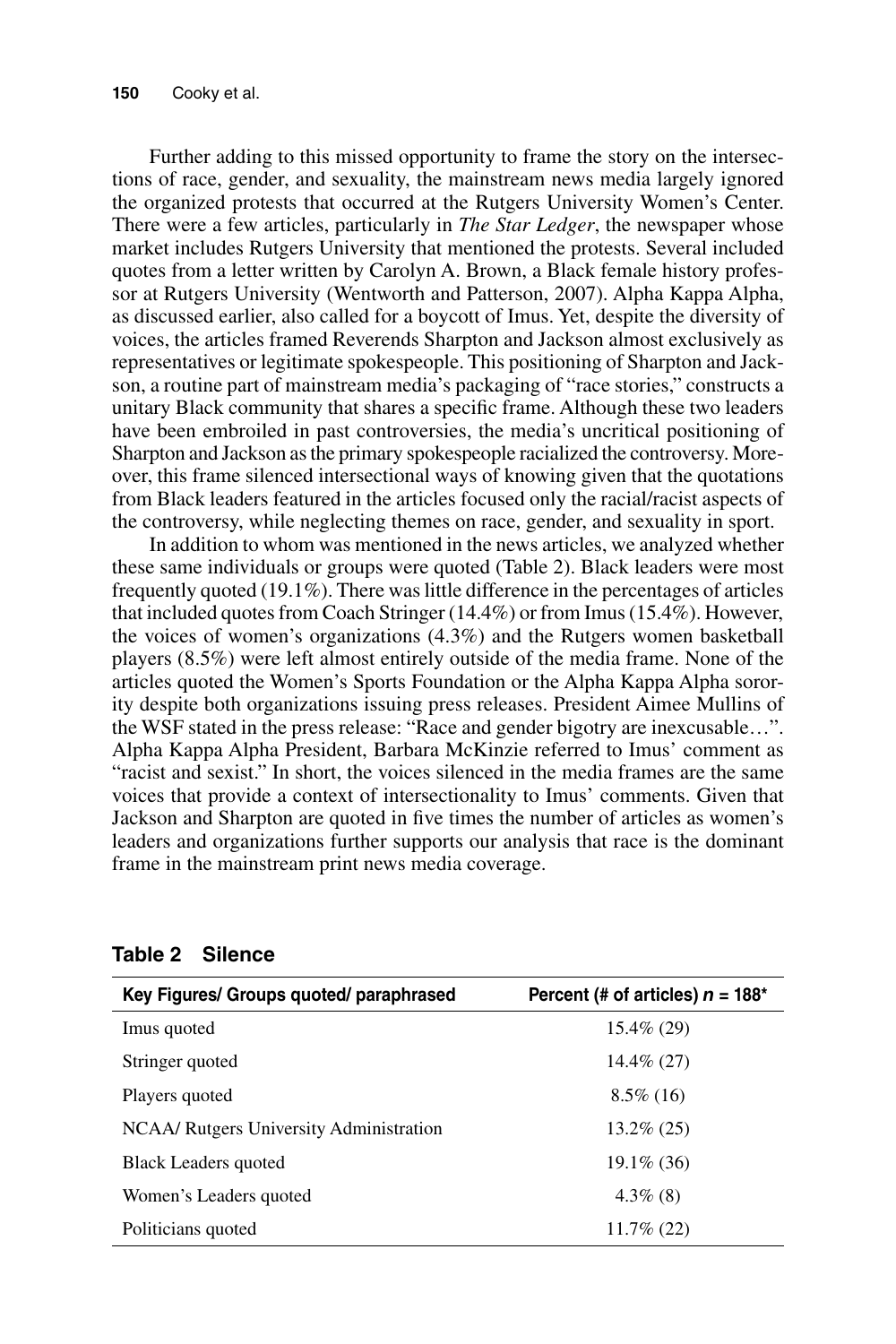Further adding to this missed opportunity to frame the story on the intersections of race, gender, and sexuality, the mainstream news media largely ignored the organized protests that occurred at the Rutgers University Women's Center. There were a few articles, particularly in *The Star Ledger*, the newspaper whose market includes Rutgers University that mentioned the protests. Several included quotes from a letter written by Carolyn A. Brown, a Black female history professor at Rutgers University (Wentworth and Patterson, 2007). Alpha Kappa Alpha, as discussed earlier, also called for a boycott of Imus. Yet, despite the diversity of voices, the articles framed Reverends Sharpton and Jackson almost exclusively as representatives or legitimate spokespeople. This positioning of Sharpton and Jackson, a routine part of mainstream media's packaging of "race stories," constructs a unitary Black community that shares a specific frame. Although these two leaders have been embroiled in past controversies, the media's uncritical positioning of Sharpton and Jackson as the primary spokespeople racialized the controversy. Moreover, this frame silenced intersectional ways of knowing given that the quotations from Black leaders featured in the articles focused only the racial/racist aspects of the controversy, while neglecting themes on race, gender, and sexuality in sport.

In addition to whom was mentioned in the news articles, we analyzed whether these same individuals or groups were quoted (Table 2). Black leaders were most frequently quoted (19.1%). There was little difference in the percentages of articles that included quotes from Coach Stringer (14.4%) or from Imus (15.4%). However, the voices of women's organizations (4.3%) and the Rutgers women basketball players (8.5%) were left almost entirely outside of the media frame. None of the articles quoted the Women's Sports Foundation or the Alpha Kappa Alpha sorority despite both organizations issuing press releases. President Aimee Mullins of the WSF stated in the press release: "Race and gender bigotry are inexcusable…". Alpha Kappa Alpha President, Barbara McKinzie referred to Imus' comment as "racist and sexist." In short, the voices silenced in the media frames are the same voices that provide a context of intersectionality to Imus' comments. Given that Jackson and Sharpton are quoted in five times the number of articles as women's leaders and organizations further supports our analysis that race is the dominant frame in the mainstream print news media coverage.

**Table 2 Silence**

| Key Figures/ Groups quoted/ paraphrased | Percent (# of articles) $n$ = 188* |
|---|---|
| Imus quoted | 15.4% (29) |
| Stringer quoted | 14.4% (27) |
| Players quoted | 8.5% (16) |
| NCAA/ Rutgers University Administration | 13.2% (25) |
| Black Leaders quoted | 19.1% (36) |
| Women's Leaders quoted | 4.3% (8) |
| Politicians quoted | 11.7% (22) |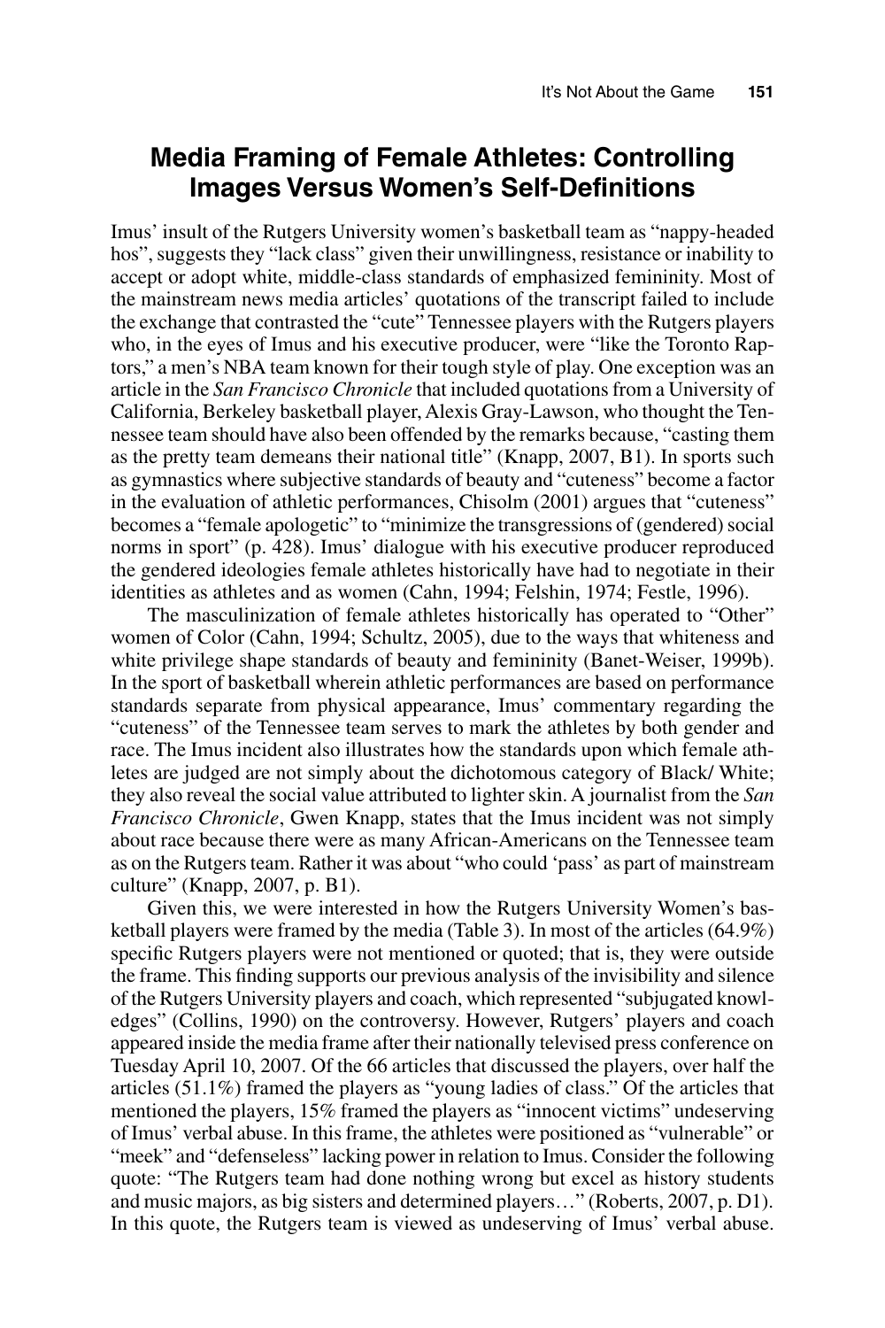## Media Framing of Female Athletes: Controlling Images Versus Women's Self-Definitions

Imus' insult of the Rutgers University women's basketball team as "nappy-headed hos", suggests they "lack class" given their unwillingness, resistance or inability to accept or adopt white, middle-class standards of emphasized femininity. Most of the mainstream news media articles' quotations of the transcript failed to include the exchange that contrasted the "cute" Tennessee players with the Rutgers players who, in the eyes of Imus and his executive producer, were "like the Toronto Raptors," a men's NBA team known for their tough style of play. One exception was an article in the *San Francisco Chronicle* that included quotations from a University of California, Berkeley basketball player, Alexis Gray-Lawson, who thought the Tennessee team should have also been offended by the remarks because, "casting them as the pretty team demeans their national title" (Knapp, 2007, B1). In sports such as gymnastics where subjective standards of beauty and "cuteness" become a factor in the evaluation of athletic performances, Chisolm (2001) argues that "cuteness" becomes a "female apologetic" to "minimize the transgressions of (gendered) social norms in sport" (p. 428). Imus' dialogue with his executive producer reproduced the gendered ideologies female athletes historically have had to negotiate in their identities as athletes and as women (Cahn, 1994; Felshin, 1974; Festle, 1996).

The masculinization of female athletes historically has operated to "Other" women of Color (Cahn, 1994; Schultz, 2005), due to the ways that whiteness and white privilege shape standards of beauty and femininity (Banet-Weiser, 1999b). In the sport of basketball wherein athletic performances are based on performance standards separate from physical appearance, Imus' commentary regarding the "cuteness" of the Tennessee team serves to mark the athletes by both gender and race. The Imus incident also illustrates how the standards upon which female athletes are judged are not simply about the dichotomous category of Black/ White; they also reveal the social value attributed to lighter skin. A journalist from the *San Francisco Chronicle*, Gwen Knapp, states that the Imus incident was not simply about race because there were as many African-Americans on the Tennessee team as on the Rutgers team. Rather it was about "who could 'pass' as part of mainstream culture" (Knapp, 2007, p. B1).

Given this, we were interested in how the Rutgers University Women's basketball players were framed by the media (Table 3). In most of the articles (64.9%) specific Rutgers players were not mentioned or quoted; that is, they were outside the frame. This finding supports our previous analysis of the invisibility and silence of the Rutgers University players and coach, which represented "subjugated knowledges" (Collins, 1990) on the controversy. However, Rutgers' players and coach appeared inside the media frame after their nationally televised press conference on Tuesday April 10, 2007. Of the 66 articles that discussed the players, over half the articles (51.1%) framed the players as "young ladies of class." Of the articles that mentioned the players, 15% framed the players as "innocent victims" undeserving of Imus' verbal abuse. In this frame, the athletes were positioned as "vulnerable" or "meek" and "defenseless" lacking power in relation to Imus. Consider the following quote: "The Rutgers team had done nothing wrong but excel as history students and music majors, as big sisters and determined players…" (Roberts, 2007, p. D1). In this quote, the Rutgers team is viewed as undeserving of Imus' verbal abuse.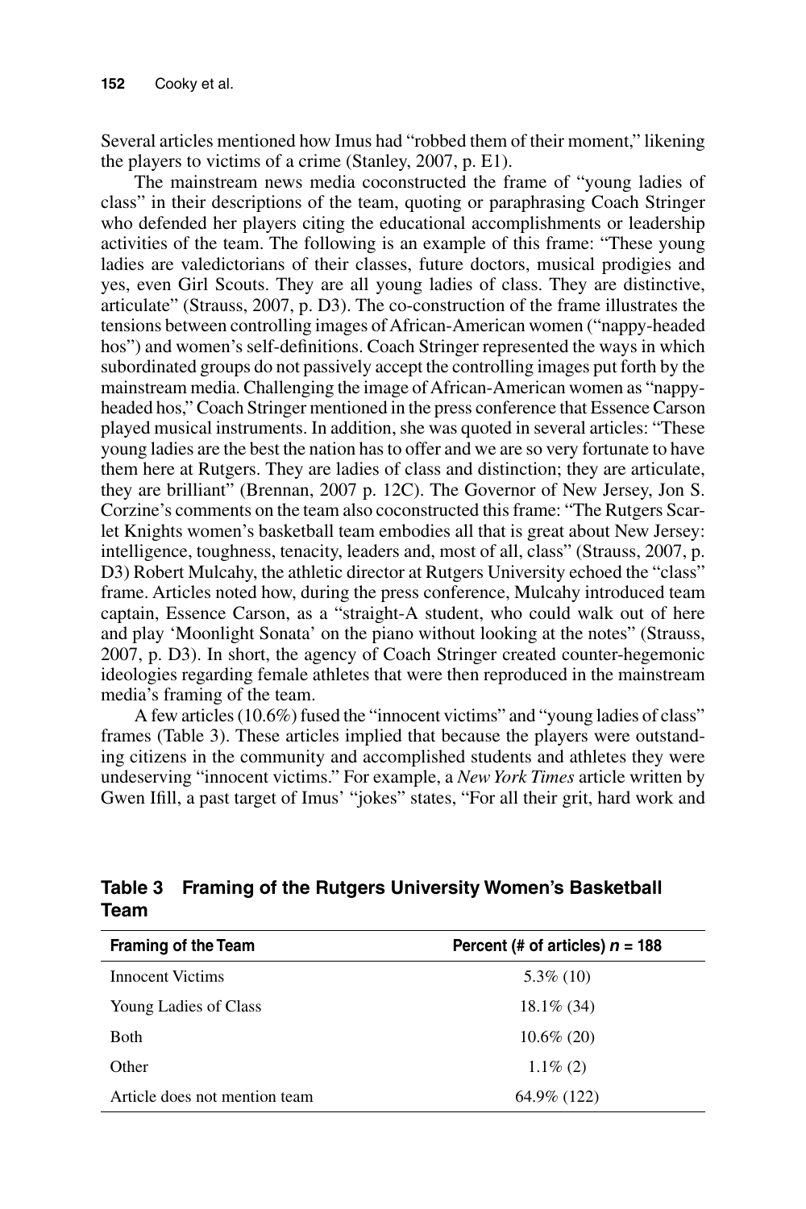Several articles mentioned how Imus had "robbed them of their moment," likening the players to victims of a crime (Stanley, 2007, p. E1).

The mainstream news media coconstructed the frame of "young ladies of class" in their descriptions of the team, quoting or paraphrasing Coach Stringer who defended her players citing the educational accomplishments or leadership activities of the team. The following is an example of this frame: "These young ladies are valedictorians of their classes, future doctors, musical prodigies and yes, even Girl Scouts. They are all young ladies of class. They are distinctive, articulate" (Strauss, 2007, p. D3). The co-construction of the frame illustrates the tensions between controlling images of African-American women ("nappy-headed hos") and women's self-definitions. Coach Stringer represented the ways in which subordinated groups do not passively accept the controlling images put forth by the mainstream media. Challenging the image of African-American women as "nappy-headed hos," Coach Stringer mentioned in the press conference that Essence Carson played musical instruments. In addition, she was quoted in several articles: "These young ladies are the best the nation has to offer and we are so very fortunate to have them here at Rutgers. They are ladies of class and distinction; they are articulate, they are brilliant" (Brennan, 2007 p. 12C). The Governor of New Jersey, Jon S. Corzine's comments on the team also coconstructed this frame: "The Rutgers Scarlet Knights women's basketball team embodies all that is great about New Jersey: intelligence, toughness, tenacity, leaders and, most of all, class" (Strauss, 2007, p. D3) Robert Mulcahy, the athletic director at Rutgers University echoed the "class" frame. Articles noted how, during the press conference, Mulcahy introduced team captain, Essence Carson, as a "straight-A student, who could walk out of here and play 'Moonlight Sonata' on the piano without looking at the notes" (Strauss, 2007, p. D3). In short, the agency of Coach Stringer created counter-hegemonic ideologies regarding female athletes that were then reproduced in the mainstream media's framing of the team.

A few articles (10.6%) fused the "innocent victims" and "young ladies of class" frames (Table 3). These articles implied that because the players were outstanding citizens in the community and accomplished students and athletes they were undeserving "innocent victims." For example, a *New York Times* article written by Gwen Ifill, a past target of Imus' "jokes" states, "For all their grit, hard work and

**Table 3 Framing of the Rutgers University Women's Basketball Team**

| Framing of the Team | Percent (# of articles) $n$ = 188 |
|---|---|
| Innocent Victims | 5.3% (10) |
| Young Ladies of Class | 18.1% (34) |
| Both | 10.6% (20) |
| Other | 1.1% (2) |
| Article does not mention team | 64.9% (122) |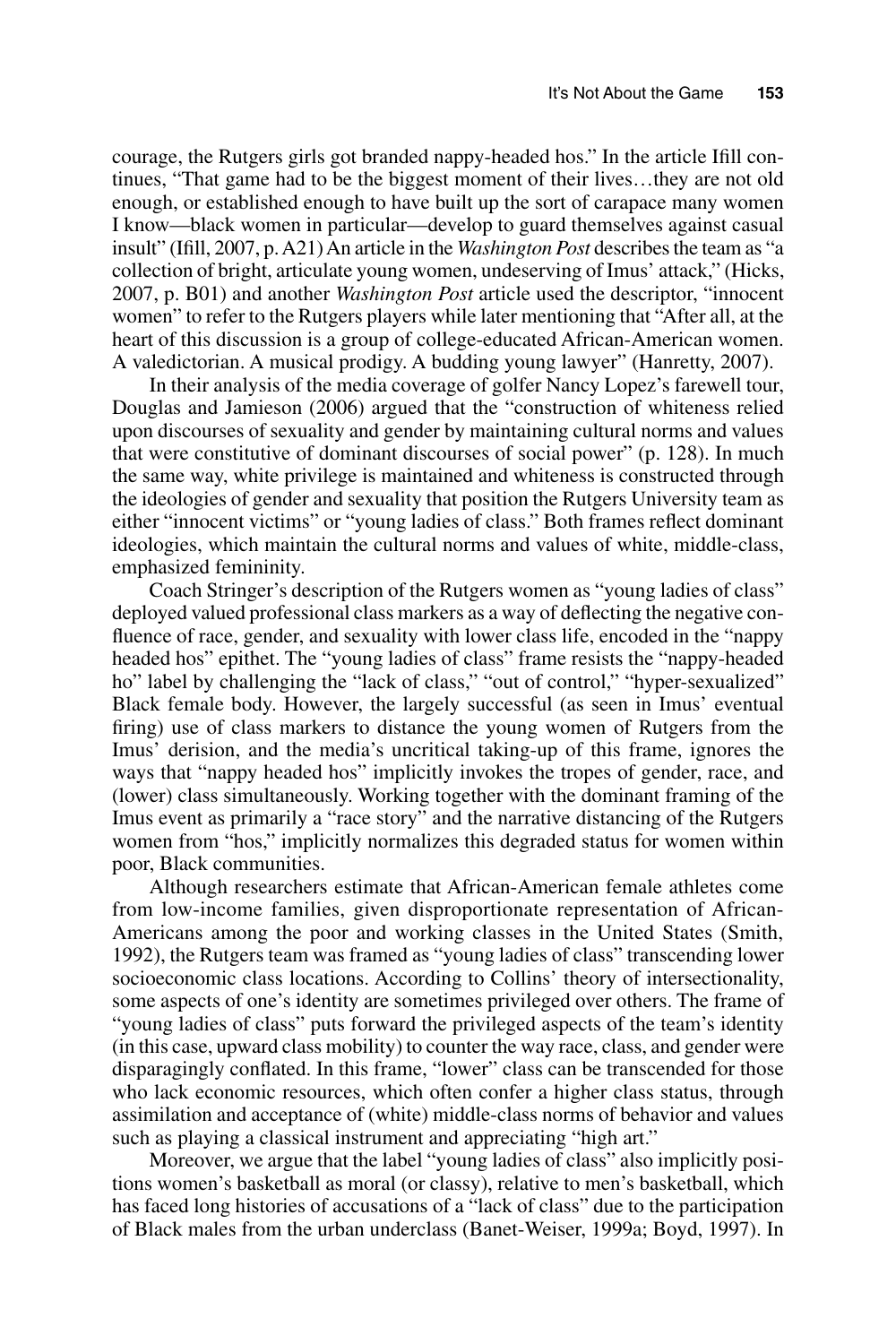courage, the Rutgers girls got branded nappy-headed hos." In the article Ifill continues, "That game had to be the biggest moment of their lives…they are not old enough, or established enough to have built up the sort of carapace many women I know—black women in particular—develop to guard themselves against casual insult" (Ifill, 2007, p. A21) An article in the *Washington Post* describes the team as "a collection of bright, articulate young women, undeserving of Imus' attack," (Hicks, 2007, p. B01) and another *Washington Post* article used the descriptor, "innocent women" to refer to the Rutgers players while later mentioning that "After all, at the heart of this discussion is a group of college-educated African-American women. A valedictorian. A musical prodigy. A budding young lawyer" (Hanretty, 2007).

In their analysis of the media coverage of golfer Nancy Lopez's farewell tour, Douglas and Jamieson (2006) argued that the "construction of whiteness relied upon discourses of sexuality and gender by maintaining cultural norms and values that were constitutive of dominant discourses of social power" (p. 128). In much the same way, white privilege is maintained and whiteness is constructed through the ideologies of gender and sexuality that position the Rutgers University team as either "innocent victims" or "young ladies of class." Both frames reflect dominant ideologies, which maintain the cultural norms and values of white, middle-class, emphasized femininity.

Coach Stringer's description of the Rutgers women as "young ladies of class" deployed valued professional class markers as a way of deflecting the negative confluence of race, gender, and sexuality with lower class life, encoded in the "nappy headed hos" epithet. The "young ladies of class" frame resists the "nappy-headed ho" label by challenging the "lack of class," "out of control," "hyper-sexualized" Black female body. However, the largely successful (as seen in Imus' eventual firing) use of class markers to distance the young women of Rutgers from the Imus' derision, and the media's uncritical taking-up of this frame, ignores the ways that "nappy headed hos" implicitly invokes the tropes of gender, race, and (lower) class simultaneously. Working together with the dominant framing of the Imus event as primarily a "race story" and the narrative distancing of the Rutgers women from "hos," implicitly normalizes this degraded status for women within poor, Black communities.

Although researchers estimate that African-American female athletes come from low-income families, given disproportionate representation of African-Americans among the poor and working classes in the United States (Smith, 1992), the Rutgers team was framed as "young ladies of class" transcending lower socioeconomic class locations. According to Collins' theory of intersectionality, some aspects of one's identity are sometimes privileged over others. The frame of "young ladies of class" puts forward the privileged aspects of the team's identity (in this case, upward class mobility) to counter the way race, class, and gender were disparagingly conflated. In this frame, "lower" class can be transcended for those who lack economic resources, which often confer a higher class status, through assimilation and acceptance of (white) middle-class norms of behavior and values such as playing a classical instrument and appreciating "high art."

Moreover, we argue that the label "young ladies of class" also implicitly positions women's basketball as moral (or classy), relative to men's basketball, which has faced long histories of accusations of a "lack of class" due to the participation of Black males from the urban underclass (Banet-Weiser, 1999a; Boyd, 1997). In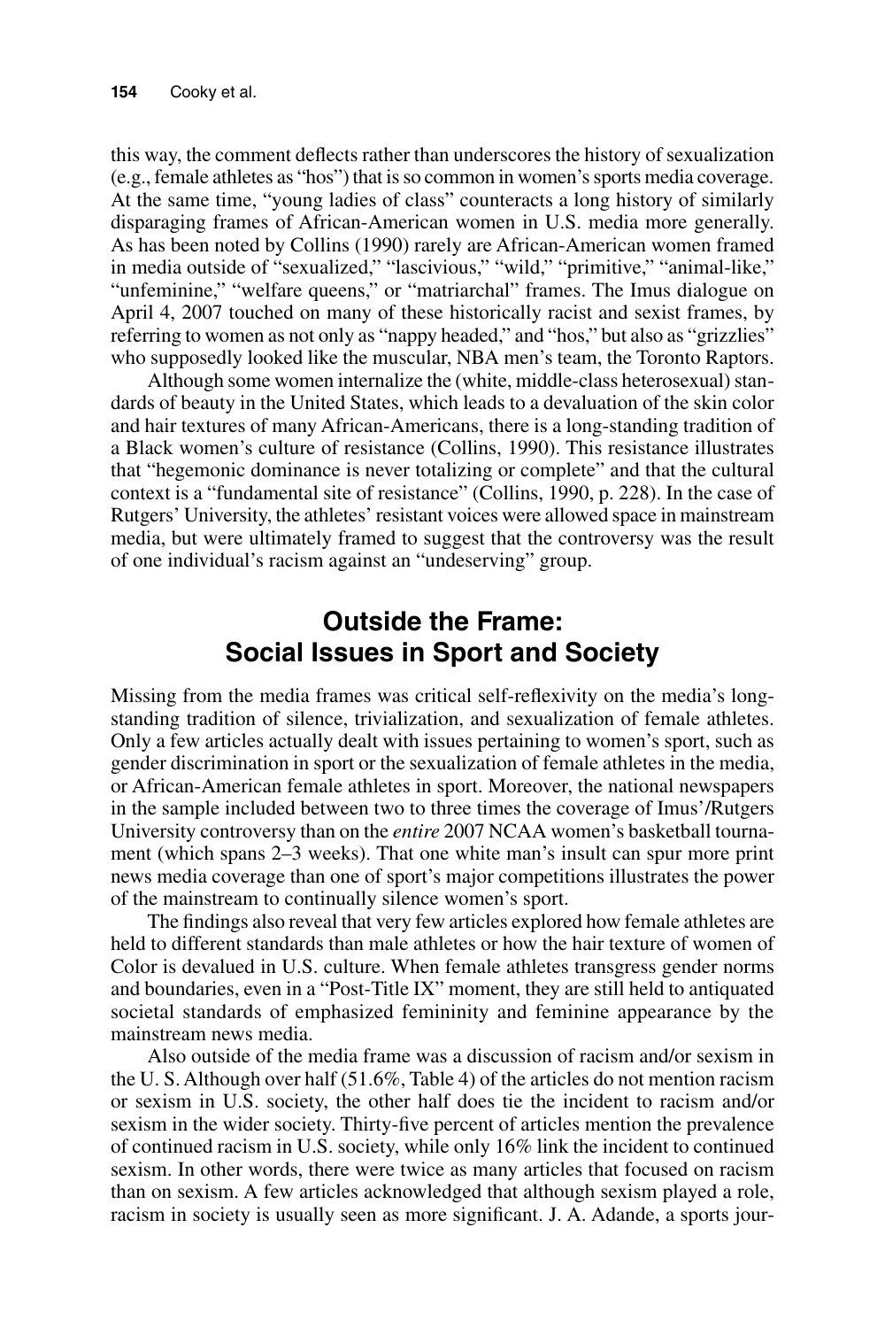this way, the comment deflects rather than underscores the history of sexualization (e.g., female athletes as "hos") that is so common in women's sports media coverage. At the same time, "young ladies of class" counteracts a long history of similarly disparaging frames of African-American women in U.S. media more generally. As has been noted by Collins (1990) rarely are African-American women framed in media outside of "sexualized," "lascivious," "wild," "primitive," "animal-like," "unfeminine," "welfare queens," or "matriarchal" frames. The Imus dialogue on April 4, 2007 touched on many of these historically racist and sexist frames, by referring to women as not only as "nappy headed," and "hos," but also as "grizzlies" who supposedly looked like the muscular, NBA men's team, the Toronto Raptors.

Although some women internalize the (white, middle-class heterosexual) standards of beauty in the United States, which leads to a devaluation of the skin color and hair textures of many African-Americans, there is a long-standing tradition of a Black women's culture of resistance (Collins, 1990). This resistance illustrates that "hegemonic dominance is never totalizing or complete" and that the cultural context is a "fundamental site of resistance" (Collins, 1990, p. 228). In the case of Rutgers' University, the athletes' resistant voices were allowed space in mainstream media, but were ultimately framed to suggest that the controversy was the result of one individual's racism against an "undeserving" group.

## Outside the Frame: Social Issues in Sport and Society

Missing from the media frames was critical self-reflexivity on the media's long-standing tradition of silence, trivialization, and sexualization of female athletes. Only a few articles actually dealt with issues pertaining to women's sport, such as gender discrimination in sport or the sexualization of female athletes in the media, or African-American female athletes in sport. Moreover, the national newspapers in the sample included between two to three times the coverage of Imus'/Rutgers University controversy than on the *entire* 2007 NCAA women's basketball tournament (which spans 2–3 weeks). That one white man's insult can spur more print news media coverage than one of sport's major competitions illustrates the power of the mainstream to continually silence women's sport.

The findings also reveal that very few articles explored how female athletes are held to different standards than male athletes or how the hair texture of women of Color is devalued in U.S. culture. When female athletes transgress gender norms and boundaries, even in a "Post-Title IX" moment, they are still held to antiquated societal standards of emphasized femininity and feminine appearance by the mainstream news media.

Also outside of the media frame was a discussion of racism and/or sexism in the U. S. Although over half (51.6%, Table 4) of the articles do not mention racism or sexism in U.S. society, the other half does tie the incident to racism and/or sexism in the wider society. Thirty-five percent of articles mention the prevalence of continued racism in U.S. society, while only 16% link the incident to continued sexism. In other words, there were twice as many articles that focused on racism than on sexism. A few articles acknowledged that although sexism played a role, racism in society is usually seen as more significant. J. A. Adande, a sports jour-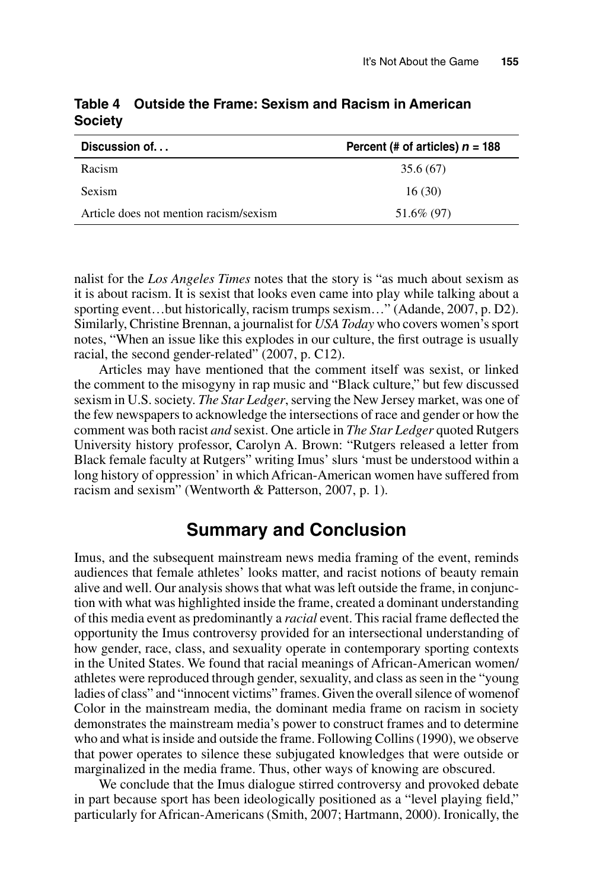**Table 4 Outside the Frame: Sexism and Racism in American Society**

| Discussion of. . . | Percent (# of articles) $n$ = 188 |
|---|---|
| Racism | 35.6 (67) |
| Sexism | 16 (30) |
| Article does not mention racism/sexism | 51.6% (97) |

nalist for the *Los Angeles Times* notes that the story is "as much about sexism as it is about racism. It is sexist that looks even came into play while talking about a sporting event…but historically, racism trumps sexism…" (Adande, 2007, p. D2). Similarly, Christine Brennan, a journalist for *USA Today* who covers women's sport notes, "When an issue like this explodes in our culture, the first outrage is usually racial, the second gender-related" (2007, p. C12).

Articles may have mentioned that the comment itself was sexist, or linked the comment to the misogyny in rap music and "Black culture," but few discussed sexism in U.S. society. *The Star Ledger*, serving the New Jersey market, was one of the few newspapers to acknowledge the intersections of race and gender or how the comment was both racist *and* sexist. One article in *The Star Ledger* quoted Rutgers University history professor, Carolyn A. Brown: "Rutgers released a letter from Black female faculty at Rutgers" writing Imus' slurs 'must be understood within a long history of oppression' in which African-American women have suffered from racism and sexism" (Wentworth & Patterson, 2007, p. 1).

## Summary and Conclusion

Imus, and the subsequent mainstream news media framing of the event, reminds audiences that female athletes' looks matter, and racist notions of beauty remain alive and well. Our analysis shows that what was left outside the frame, in conjunction with what was highlighted inside the frame, created a dominant understanding of this media event as predominantly a *racial* event. This racial frame deflected the opportunity the Imus controversy provided for an intersectional understanding of how gender, race, class, and sexuality operate in contemporary sporting contexts in the United States. We found that racial meanings of African-American women/athletes were reproduced through gender, sexuality, and class as seen in the "young ladies of class" and "innocent victims" frames. Given the overall silence of womenof Color in the mainstream media, the dominant media frame on racism in society demonstrates the mainstream media's power to construct frames and to determine who and what is inside and outside the frame. Following Collins (1990), we observe that power operates to silence these subjugated knowledges that were outside or marginalized in the media frame. Thus, other ways of knowing are obscured.

We conclude that the Imus dialogue stirred controversy and provoked debate in part because sport has been ideologically positioned as a "level playing field," particularly for African-Americans (Smith, 2007; Hartmann, 2000). Ironically, the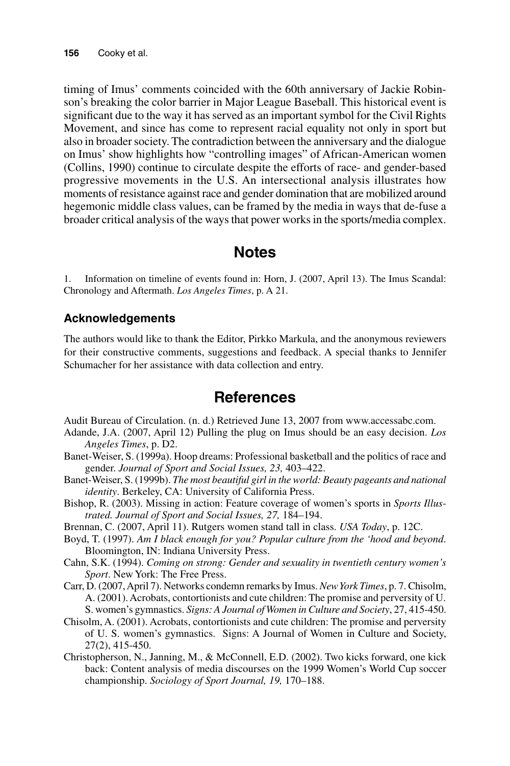timing of Imus' comments coincided with the 60th anniversary of Jackie Robinson's breaking the color barrier in Major League Baseball. This historical event is significant due to the way it has served as an important symbol for the Civil Rights Movement, and since has come to represent racial equality not only in sport but also in broader society. The contradiction between the anniversary and the dialogue on Imus' show highlights how "controlling images" of African-American women (Collins, 1990) continue to circulate despite the efforts of race- and gender-based progressive movements in the U.S. An intersectional analysis illustrates how moments of resistance against race and gender domination that are mobilized around hegemonic middle class values, can be framed by the media in ways that de-fuse a broader critical analysis of the ways that power works in the sports/media complex.

## Notes

1. Information on timeline of events found in: Horn, J. (2007, April 13). The Imus Scandal: Chronology and Aftermath. *Los Angeles Times*, p. A 21.

### Acknowledgements

The authors would like to thank the Editor, Pirkko Markula, and the anonymous reviewers for their constructive comments, suggestions and feedback. A special thanks to Jennifer Schumacher for her assistance with data collection and entry.

## References

Audit Bureau of Circulation. (n. d.) Retrieved June 13, 2007 from www.accessabc.com.

Adande, J.A. (2007, April 12) Pulling the plug on Imus should be an easy decision. *Los Angeles Times*, p. D2.

Banet-Weiser, S. (1999a). Hoop dreams: Professional basketball and the politics of race and gender. *Journal of Sport and Social Issues, 23,* 403–422.

Banet-Weiser, S. (1999b). *The most beautiful girl in the world: Beauty pageants and national identity*. Berkeley, CA: University of California Press.

Bishop, R. (2003). Missing in action: Feature coverage of women's sports in *Sports Illustrated. Journal of Sport and Social Issues, 27,* 184–194.

Brennan, C. (2007, April 11). Rutgers women stand tall in class. *USA Today*, p. 12C.

Boyd, T. (1997). *Am I black enough for you? Popular culture from the 'hood and beyond*. Bloomington, IN: Indiana University Press.

Cahn, S.K. (1994). *Coming on strong: Gender and sexuality in twentieth century women's Sport*. New York: The Free Press.

Carr, D. (2007, April 7). Networks condemn remarks by Imus. *New York Times*, p. 7. Chisolm, A. (2001). Acrobats, contortionists and cute children: The promise and perversity of U. S. women's gymnastics. *Signs: A Journal of Women in Culture and Society*, 27, 415-450.

Chisolm, A. (2001). Acrobats, contortionists and cute children: The promise and perversity of U. S. women's gymnastics. Signs: A Journal of Women in Culture and Society, 27(2), 415-450.

Christopherson, N., Janning, M., & McConnell, E.D. (2002). Two kicks forward, one kick back: Content analysis of media discourses on the 1999 Women's World Cup soccer championship. *Sociology of Sport Journal, 19,* 170–188.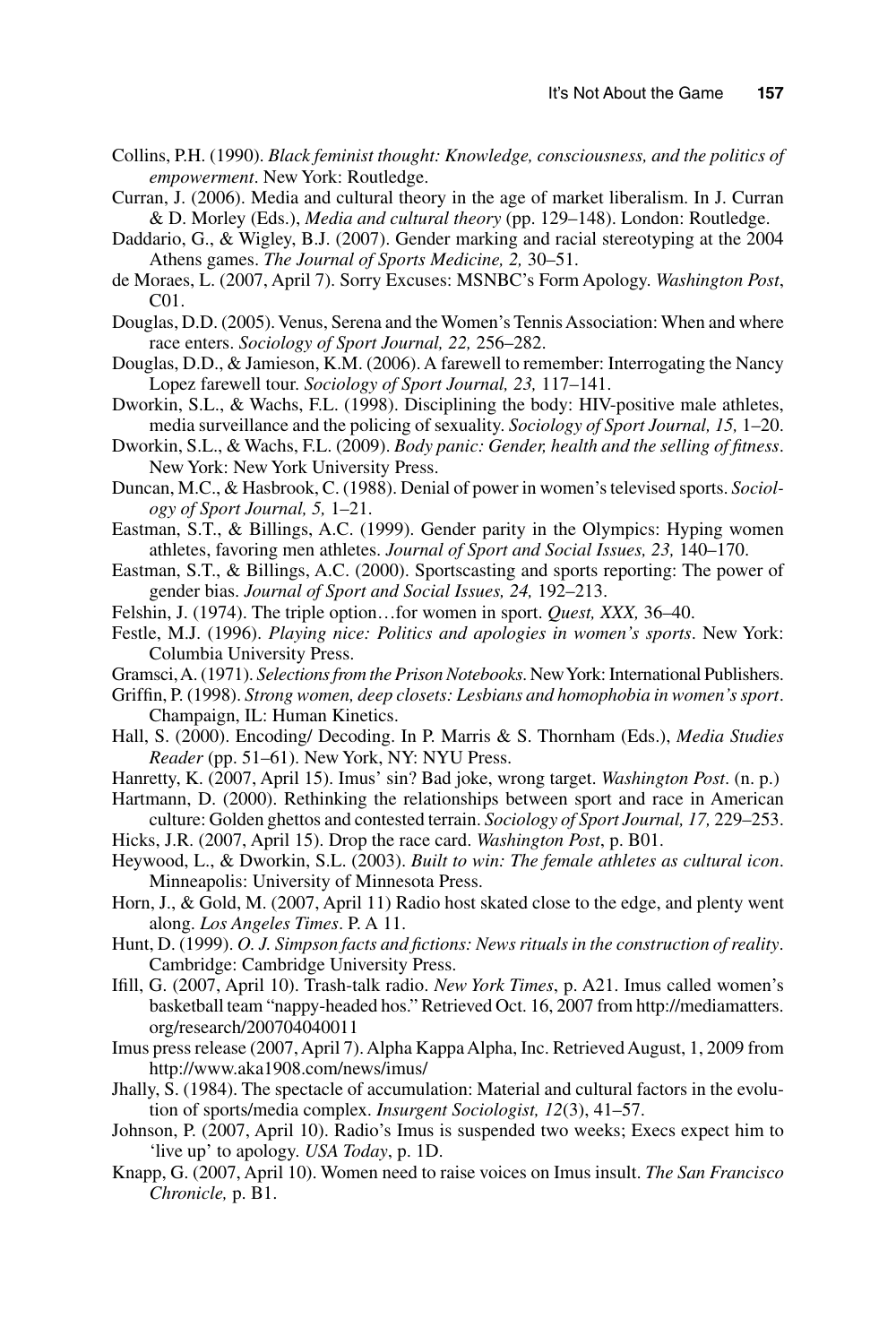Collins, P.H. (1990). *Black feminist thought: Knowledge, consciousness, and the politics of empowerment*. New York: Routledge.

Curran, J. (2006). Media and cultural theory in the age of market liberalism. In J. Curran & D. Morley (Eds.), *Media and cultural theory* (pp. 129–148). London: Routledge.

Daddario, G., & Wigley, B.J. (2007). Gender marking and racial stereotyping at the 2004 Athens games. *The Journal of Sports Medicine, 2,* 30–51.

de Moraes, L. (2007, April 7). Sorry Excuses: MSNBC's Form Apology. *Washington Post*, C01.

Douglas, D.D. (2005). Venus, Serena and the Women's Tennis Association: When and where race enters. *Sociology of Sport Journal, 22,* 256–282.

Douglas, D.D., & Jamieson, K.M. (2006). A farewell to remember: Interrogating the Nancy Lopez farewell tour. *Sociology of Sport Journal, 23,* 117–141.

Dworkin, S.L., & Wachs, F.L. (1998). Disciplining the body: HIV-positive male athletes, media surveillance and the policing of sexuality. *Sociology of Sport Journal, 15,* 1–20.

Dworkin, S.L., & Wachs, F.L. (2009). *Body panic: Gender, health and the selling of fitness*. New York: New York University Press.

Duncan, M.C., & Hasbrook, C. (1988). Denial of power in women's televised sports. *Sociology of Sport Journal, 5,* 1–21.

Eastman, S.T., & Billings, A.C. (1999). Gender parity in the Olympics: Hyping women athletes, favoring men athletes. *Journal of Sport and Social Issues, 23,* 140–170.

Eastman, S.T., & Billings, A.C. (2000). Sportscasting and sports reporting: The power of gender bias. *Journal of Sport and Social Issues, 24,* 192–213.

Felshin, J. (1974). The triple option…for women in sport. *Quest, XXX,* 36–40.

Festle, M.J. (1996). *Playing nice: Politics and apologies in women's sports*. New York: Columbia University Press.

Gramsci, A. (1971). *Selections from the Prison Notebooks*. New York: International Publishers.

Griffin, P. (1998). *Strong women, deep closets: Lesbians and homophobia in women's sport*. Champaign, IL: Human Kinetics.

Hall, S. (2000). Encoding/ Decoding. In P. Marris & S. Thornham (Eds.), *Media Studies Reader* (pp. 51–61). New York, NY: NYU Press.

Hanretty, K. (2007, April 15). Imus' sin? Bad joke, wrong target. *Washington Post*. (n. p.)

Hartmann, D. (2000). Rethinking the relationships between sport and race in American culture: Golden ghettos and contested terrain. *Sociology of Sport Journal, 17,* 229–253.

Hicks, J.R. (2007, April 15). Drop the race card. *Washington Post*, p. B01.

Heywood, L., & Dworkin, S.L. (2003). *Built to win: The female athletes as cultural icon*. Minneapolis: University of Minnesota Press.

Horn, J., & Gold, M. (2007, April 11) Radio host skated close to the edge, and plenty went along. *Los Angeles Times*. P. A 11.

Hunt, D. (1999). *O. J. Simpson facts and fictions: News rituals in the construction of reality*. Cambridge: Cambridge University Press.

Ifill, G. (2007, April 10). Trash-talk radio. *New York Times*, p. A21. Imus called women's basketball team "nappy-headed hos." Retrieved Oct. 16, 2007 from http://mediamatters.org/research/200704040011

Imus press release (2007, April 7). Alpha Kappa Alpha, Inc. Retrieved August, 1, 2009 from http://www.aka1908.com/news/imus/

Jhally, S. (1984). The spectacle of accumulation: Material and cultural factors in the evolution of sports/media complex. *Insurgent Sociologist, 12*(3), 41–57.

Johnson, P. (2007, April 10). Radio's Imus is suspended two weeks; Execs expect him to 'live up' to apology. *USA Today*, p. 1D.

Knapp, G. (2007, April 10). Women need to raise voices on Imus insult. *The San Francisco Chronicle,* p. B1.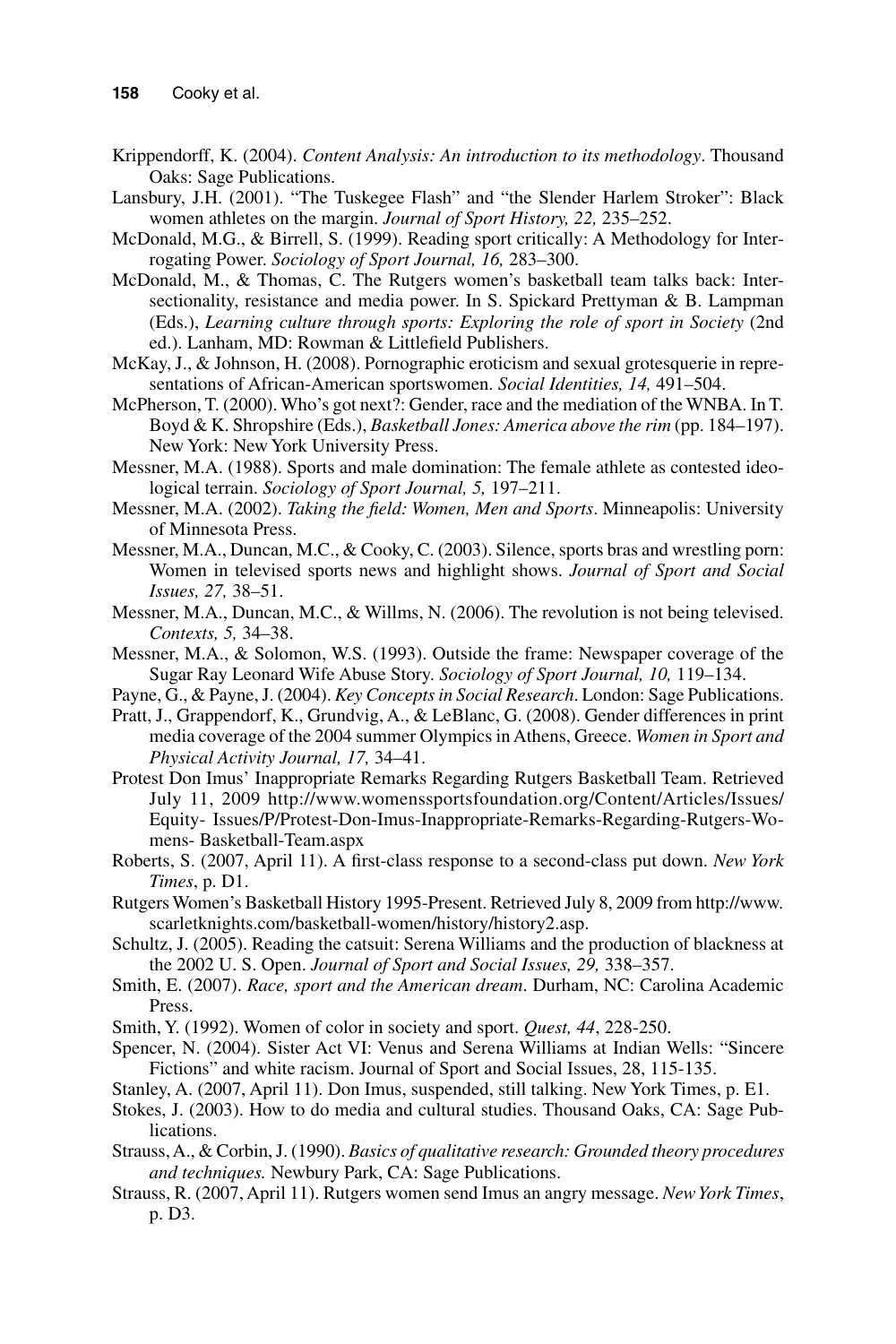Krippendorff, K. (2004). *Content Analysis: An introduction to its methodology*. Thousand Oaks: Sage Publications.

Lansbury, J.H. (2001). "The Tuskegee Flash" and "the Slender Harlem Stroker": Black women athletes on the margin. *Journal of Sport History, 22,* 235–252.

McDonald, M.G., & Birrell, S. (1999). Reading sport critically: A Methodology for Interrogating Power. *Sociology of Sport Journal, 16,* 283–300.

McDonald, M., & Thomas, C. The Rutgers women's basketball team talks back: Intersectionality, resistance and media power. In S. Spickard Prettyman & B. Lampman (Eds.), *Learning culture through sports: Exploring the role of sport in Society* (2nd ed.). Lanham, MD: Rowman & Littlefield Publishers.

McKay, J., & Johnson, H. (2008). Pornographic eroticism and sexual grotesquerie in representations of African-American sportswomen. *Social Identities, 14,* 491–504.

McPherson, T. (2000). Who's got next?: Gender, race and the mediation of the WNBA. In T. Boyd & K. Shropshire (Eds.), *Basketball Jones: America above the rim* (pp. 184–197). New York: New York University Press.

Messner, M.A. (1988). Sports and male domination: The female athlete as contested ideological terrain. *Sociology of Sport Journal, 5,* 197–211.

Messner, M.A. (2002). *Taking the field: Women, Men and Sports*. Minneapolis: University of Minnesota Press.

Messner, M.A., Duncan, M.C., & Cooky, C. (2003). Silence, sports bras and wrestling porn: Women in televised sports news and highlight shows. *Journal of Sport and Social Issues, 27,* 38–51.

Messner, M.A., Duncan, M.C., & Willms, N. (2006). The revolution is not being televised. *Contexts, 5,* 34–38.

Messner, M.A., & Solomon, W.S. (1993). Outside the frame: Newspaper coverage of the Sugar Ray Leonard Wife Abuse Story. *Sociology of Sport Journal, 10,* 119–134.

Payne, G., & Payne, J. (2004). *Key Concepts in Social Research*. London: Sage Publications.

Pratt, J., Grappendorf, K., Grundvig, A., & LeBlanc, G. (2008). Gender differences in print media coverage of the 2004 summer Olympics in Athens, Greece. *Women in Sport and Physical Activity Journal, 17,* 34–41.

Protest Don Imus' Inappropriate Remarks Regarding Rutgers Basketball Team. Retrieved July 11, 2009 http://www.womenssportsfoundation.org/Content/Articles/Issues/Equity- Issues/P/Protest-Don-Imus-Inappropriate-Remarks-Regarding-Rutgers-Womens- Basketball-Team.aspx

Roberts, S. (2007, April 11). A first-class response to a second-class put down. *New York Times*, p. D1.

Rutgers Women's Basketball History 1995-Present. Retrieved July 8, 2009 from http://www.scarletknights.com/basketball-women/history/history2.asp.

Schultz, J. (2005). Reading the catsuit: Serena Williams and the production of blackness at the 2002 U. S. Open. *Journal of Sport and Social Issues, 29,* 338–357.

Smith, E. (2007). *Race, sport and the American dream*. Durham, NC: Carolina Academic Press.

Smith, Y. (1992). Women of color in society and sport. *Quest, 44*, 228-250.

Spencer, N. (2004). Sister Act VI: Venus and Serena Williams at Indian Wells: "Sincere Fictions" and white racism. Journal of Sport and Social Issues, 28, 115-135.

Stanley, A. (2007, April 11). Don Imus, suspended, still talking. New York Times, p. E1.

Stokes, J. (2003). How to do media and cultural studies. Thousand Oaks, CA: Sage Publications.

Strauss, A., & Corbin, J. (1990). *Basics of qualitative research: Grounded theory procedures and techniques.* Newbury Park, CA: Sage Publications.

Strauss, R. (2007, April 11). Rutgers women send Imus an angry message. *New York Times*, p. D3.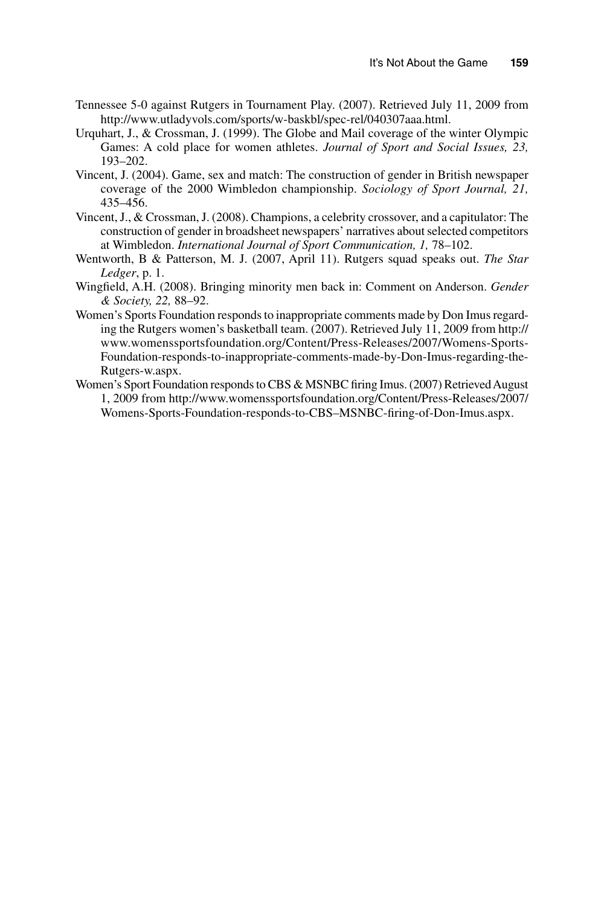Tennessee 5-0 against Rutgers in Tournament Play. (2007). Retrieved July 11, 2009 from http://www.utladyvols.com/sports/w-baskbl/spec-rel/040307aaa.html.

Urquhart, J., & Crossman, J. (1999). The Globe and Mail coverage of the winter Olympic Games: A cold place for women athletes. *Journal of Sport and Social Issues, 23,* 193–202.

Vincent, J. (2004). Game, sex and match: The construction of gender in British newspaper coverage of the 2000 Wimbledon championship. *Sociology of Sport Journal, 21,* 435–456.

Vincent, J., & Crossman, J. (2008). Champions, a celebrity crossover, and a capitulator: The construction of gender in broadsheet newspapers' narratives about selected competitors at Wimbledon. *International Journal of Sport Communication, 1,* 78–102.

Wentworth, B & Patterson, M. J. (2007, April 11). Rutgers squad speaks out. *The Star Ledger*, p. 1.

Wingfield, A.H. (2008). Bringing minority men back in: Comment on Anderson. *Gender & Society, 22,* 88–92.

Women's Sports Foundation responds to inappropriate comments made by Don Imus regarding the Rutgers women's basketball team. (2007). Retrieved July 11, 2009 from http://www.womenssportsfoundation.org/Content/Press-Releases/2007/Womens-Sports-Foundation-responds-to-inappropriate-comments-made-by-Don-Imus-regarding-the-Rutgers-w.aspx.

Women's Sport Foundation responds to CBS & MSNBC firing Imus. (2007) Retrieved August 1, 2009 from http://www.womenssportsfoundation.org/Content/Press-Releases/2007/Womens-Sports-Foundation-responds-to-CBS–MSNBC-firing-of-Don-Imus.aspx.